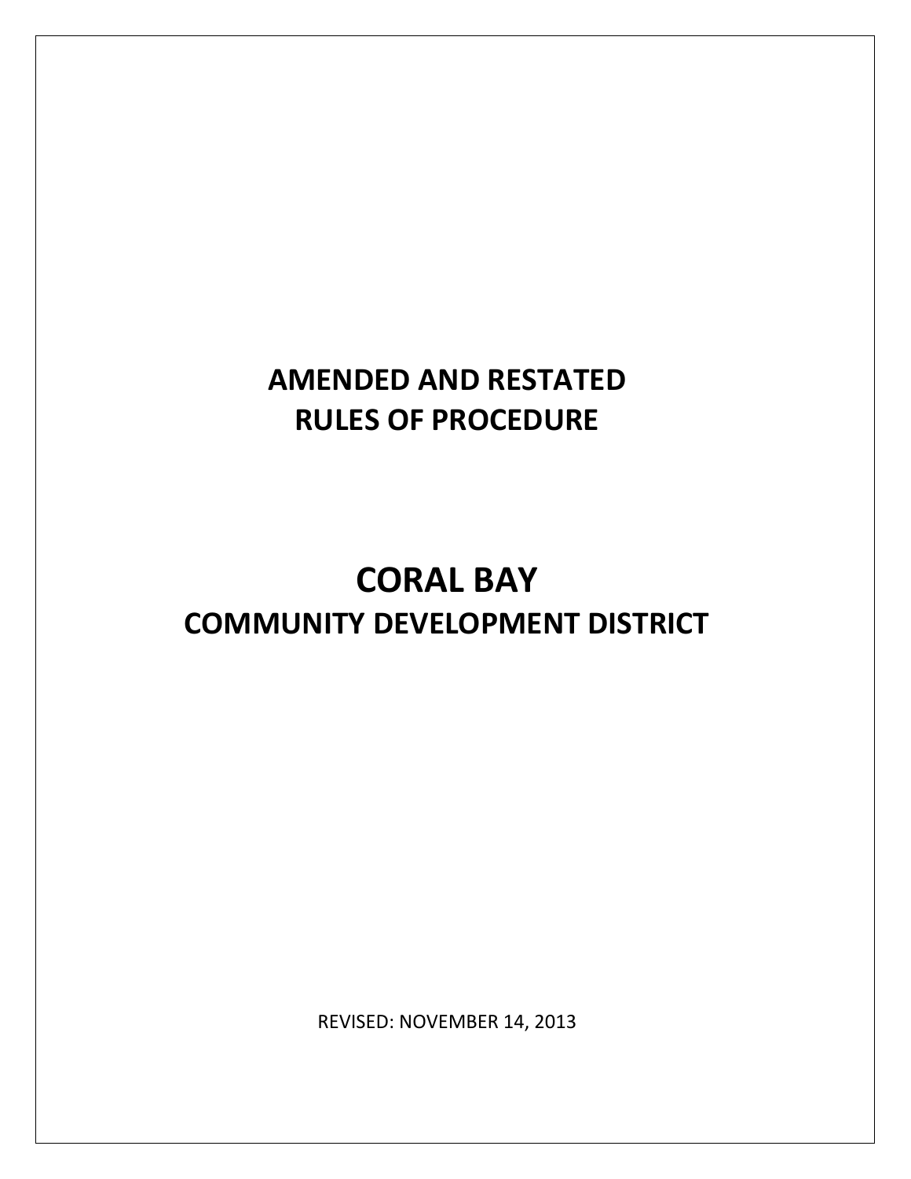# AMENDED AND RESTATED RULES OF PROCEDURE

# CORAL BAY

## COMMUNITY DEVELOPMENT DISTRICT

REVISED: NOVEMBER 14, 2013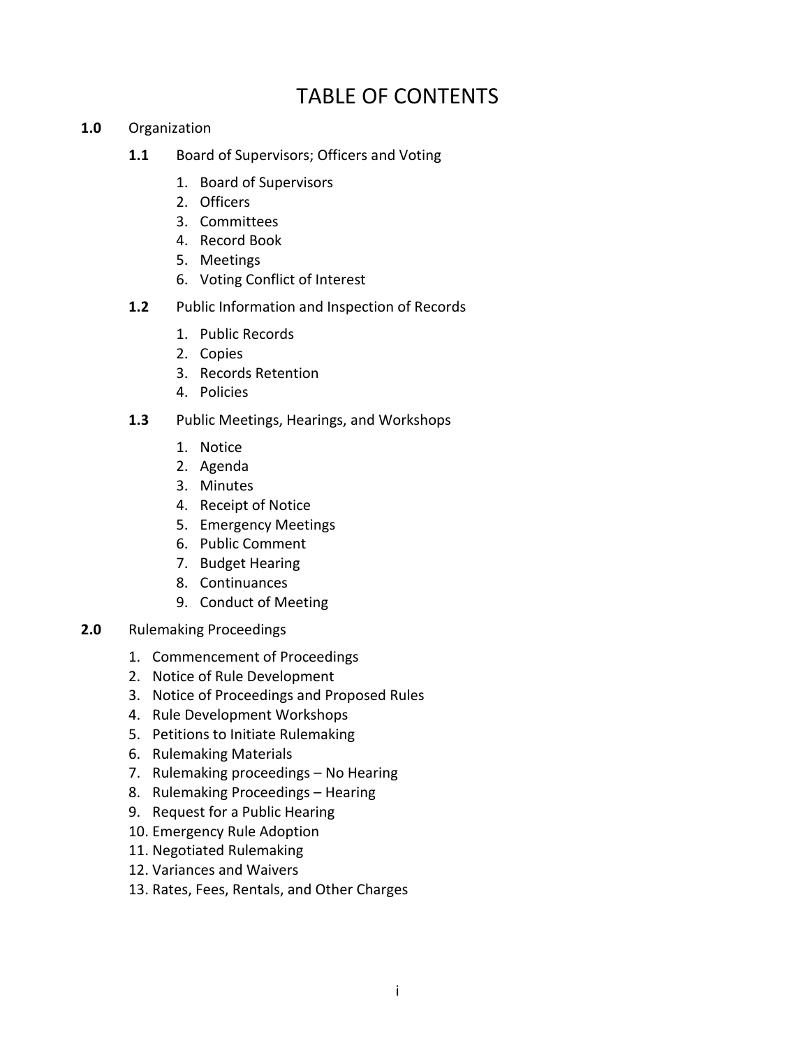# TABLE OF CONTENTS

**1.0** Organization

**1.1** Board of Supervisors; Officers and Voting

1. Board of Supervisors
2. Officers
3. Committees
4. Record Book
5. Meetings
6. Voting Conflict of Interest

**1.2** Public Information and Inspection of Records

1. Public Records
2. Copies
3. Records Retention
4. Policies

**1.3** Public Meetings, Hearings, and Workshops

1. Notice
2. Agenda
3. Minutes
4. Receipt of Notice
5. Emergency Meetings
6. Public Comment
7. Budget Hearing
8. Continuances
9. Conduct of Meeting

**2.0** Rulemaking Proceedings

1. Commencement of Proceedings
2. Notice of Rule Development
3. Notice of Proceedings and Proposed Rules
4. Rule Development Workshops
5. Petitions to Initiate Rulemaking
6. Rulemaking Materials
7. Rulemaking proceedings – No Hearing
8. Rulemaking Proceedings – Hearing
9. Request for a Public Hearing
10. Emergency Rule Adoption
11. Negotiated Rulemaking
12. Variances and Waivers
13. Rates, Fees, Rentals, and Other Charges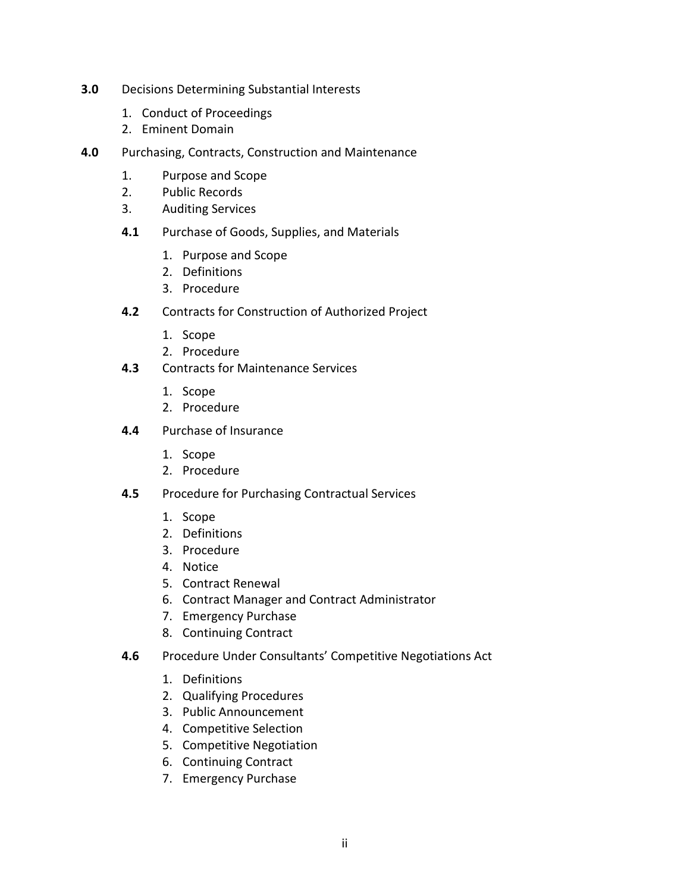**3.0** Decisions Determining Substantial Interests

1. Conduct of Proceedings
2. Eminent Domain

**4.0** Purchasing, Contracts, Construction and Maintenance

1. Purpose and Scope
2. Public Records
3. Auditing Services

**4.1** Purchase of Goods, Supplies, and Materials

1. Purpose and Scope
2. Definitions
3. Procedure

**4.2** Contracts for Construction of Authorized Project

1. Scope
2. Procedure

**4.3** Contracts for Maintenance Services

1. Scope
2. Procedure

**4.4** Purchase of Insurance

1. Scope
2. Procedure

**4.5** Procedure for Purchasing Contractual Services

1. Scope
2. Definitions
3. Procedure
4. Notice
5. Contract Renewal
6. Contract Manager and Contract Administrator
7. Emergency Purchase
8. Continuing Contract

**4.6** Procedure Under Consultants' Competitive Negotiations Act

1. Definitions
2. Qualifying Procedures
3. Public Announcement
4. Competitive Selection
5. Competitive Negotiation
6. Continuing Contract
7. Emergency Purchase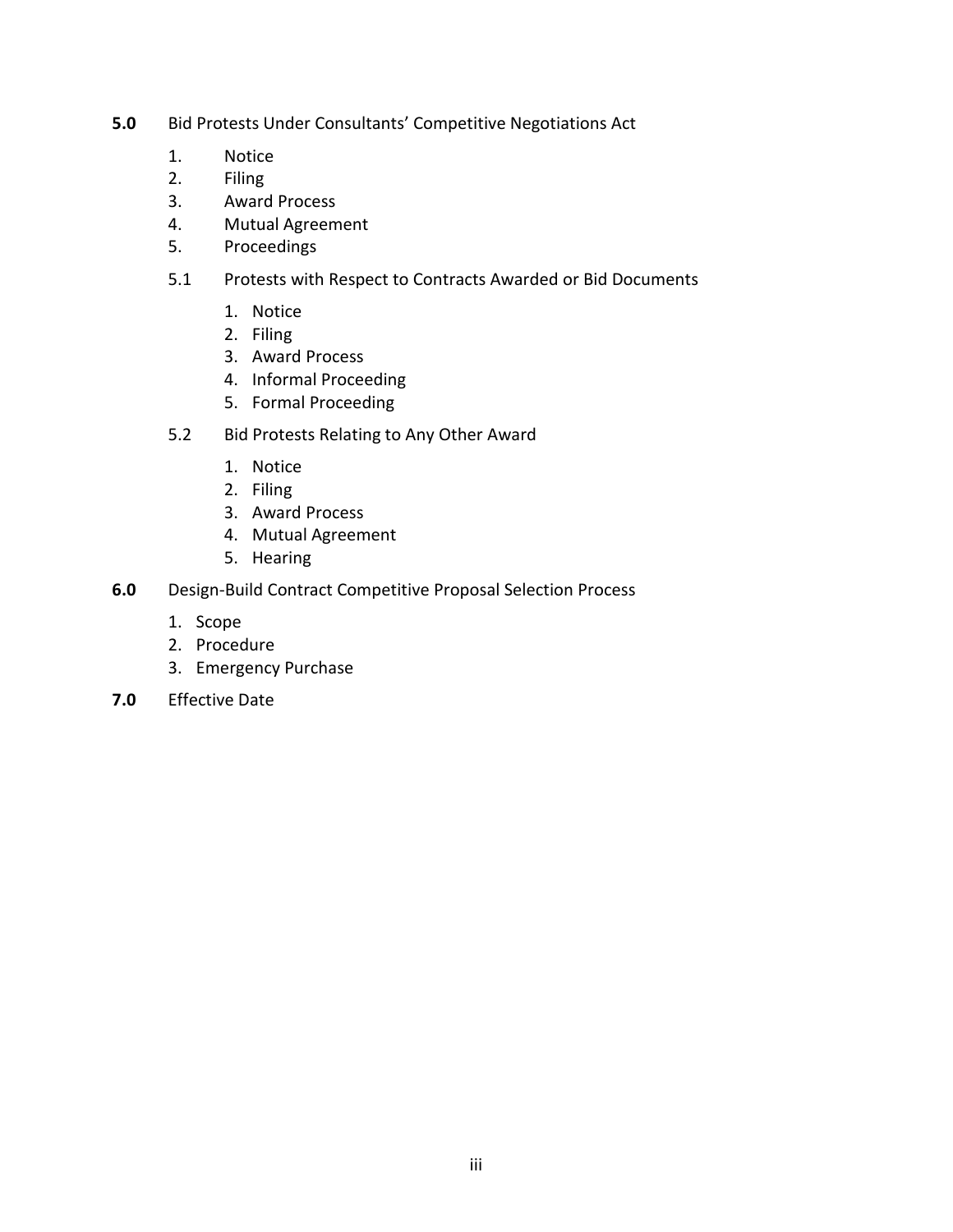**5.0** Bid Protests Under Consultants' Competitive Negotiations Act

1. Notice
2. Filing
3. Award Process
4. Mutual Agreement
5. Proceedings

5.1 Protests with Respect to Contracts Awarded or Bid Documents

1. Notice
2. Filing
3. Award Process
4. Informal Proceeding
5. Formal Proceeding

5.2 Bid Protests Relating to Any Other Award

1. Notice
2. Filing
3. Award Process
4. Mutual Agreement
5. Hearing

**6.0** Design-Build Contract Competitive Proposal Selection Process

1. Scope
2. Procedure
3. Emergency Purchase

**7.0** Effective Date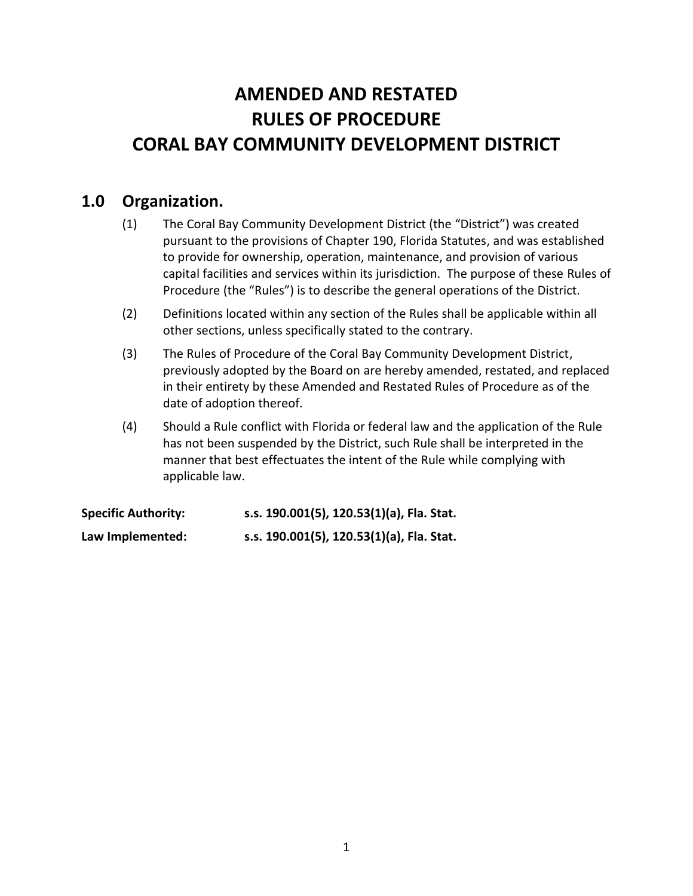# AMENDED AND RESTATED
# RULES OF PROCEDURE
# CORAL BAY COMMUNITY DEVELOPMENT DISTRICT

## 1.0 Organization.

(1) The Coral Bay Community Development District (the "District") was created pursuant to the provisions of Chapter 190, Florida Statutes, and was established to provide for ownership, operation, maintenance, and provision of various capital facilities and services within its jurisdiction. The purpose of these Rules of Procedure (the "Rules") is to describe the general operations of the District.

(2) Definitions located within any section of the Rules shall be applicable within all other sections, unless specifically stated to the contrary.

(3) The Rules of Procedure of the Coral Bay Community Development District, previously adopted by the Board on are hereby amended, restated, and replaced in their entirety by these Amended and Restated Rules of Procedure as of the date of adoption thereof.

(4) Should a Rule conflict with Florida or federal law and the application of the Rule has not been suspended by the District, such Rule shall be interpreted in the manner that best effectuates the intent of the Rule while complying with applicable law.

**Specific Authority:** **s.s. 190.001(5), 120.53(1)(a), Fla. Stat.**

**Law Implemented:** **s.s. 190.001(5), 120.53(1)(a), Fla. Stat.**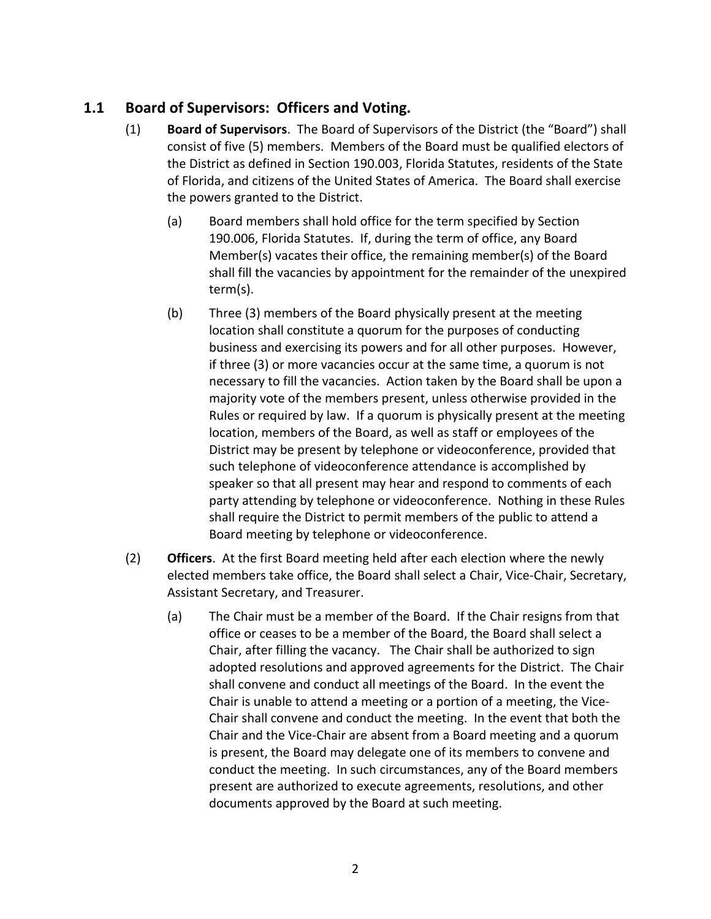## 1.1 Board of Supervisors: Officers and Voting.

(1) **Board of Supervisors**. The Board of Supervisors of the District (the "Board") shall consist of five (5) members. Members of the Board must be qualified electors of the District as defined in Section 190.003, Florida Statutes, residents of the State of Florida, and citizens of the United States of America. The Board shall exercise the powers granted to the District.

(a) Board members shall hold office for the term specified by Section 190.006, Florida Statutes. If, during the term of office, any Board Member(s) vacates their office, the remaining member(s) of the Board shall fill the vacancies by appointment for the remainder of the unexpired term(s).

(b) Three (3) members of the Board physically present at the meeting location shall constitute a quorum for the purposes of conducting business and exercising its powers and for all other purposes. However, if three (3) or more vacancies occur at the same time, a quorum is not necessary to fill the vacancies. Action taken by the Board shall be upon a majority vote of the members present, unless otherwise provided in the Rules or required by law. If a quorum is physically present at the meeting location, members of the Board, as well as staff or employees of the District may be present by telephone or videoconference, provided that such telephone of videoconference attendance is accomplished by speaker so that all present may hear and respond to comments of each party attending by telephone or videoconference. Nothing in these Rules shall require the District to permit members of the public to attend a Board meeting by telephone or videoconference.

(2) **Officers**. At the first Board meeting held after each election where the newly elected members take office, the Board shall select a Chair, Vice-Chair, Secretary, Assistant Secretary, and Treasurer.

(a) The Chair must be a member of the Board. If the Chair resigns from that office or ceases to be a member of the Board, the Board shall select a Chair, after filling the vacancy. The Chair shall be authorized to sign adopted resolutions and approved agreements for the District. The Chair shall convene and conduct all meetings of the Board. In the event the Chair is unable to attend a meeting or a portion of a meeting, the Vice-Chair shall convene and conduct the meeting. In the event that both the Chair and the Vice-Chair are absent from a Board meeting and a quorum is present, the Board may delegate one of its members to convene and conduct the meeting. In such circumstances, any of the Board members present are authorized to execute agreements, resolutions, and other documents approved by the Board at such meeting.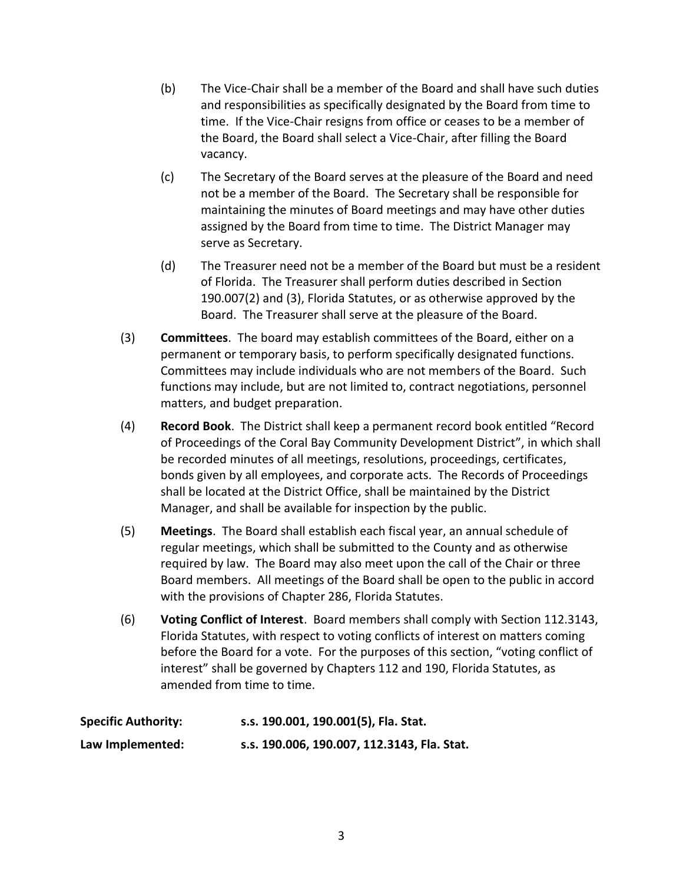(b) The Vice-Chair shall be a member of the Board and shall have such duties and responsibilities as specifically designated by the Board from time to time. If the Vice-Chair resigns from office or ceases to be a member of the Board, the Board shall select a Vice-Chair, after filling the Board vacancy.

(c) The Secretary of the Board serves at the pleasure of the Board and need not be a member of the Board. The Secretary shall be responsible for maintaining the minutes of Board meetings and may have other duties assigned by the Board from time to time. The District Manager may serve as Secretary.

(d) The Treasurer need not be a member of the Board but must be a resident of Florida. The Treasurer shall perform duties described in Section 190.007(2) and (3), Florida Statutes, or as otherwise approved by the Board. The Treasurer shall serve at the pleasure of the Board.

(3) **Committees**. The board may establish committees of the Board, either on a permanent or temporary basis, to perform specifically designated functions. Committees may include individuals who are not members of the Board. Such functions may include, but are not limited to, contract negotiations, personnel matters, and budget preparation.

(4) **Record Book**. The District shall keep a permanent record book entitled "Record of Proceedings of the Coral Bay Community Development District", in which shall be recorded minutes of all meetings, resolutions, proceedings, certificates, bonds given by all employees, and corporate acts. The Records of Proceedings shall be located at the District Office, shall be maintained by the District Manager, and shall be available for inspection by the public.

(5) **Meetings**. The Board shall establish each fiscal year, an annual schedule of regular meetings, which shall be submitted to the County and as otherwise required by law. The Board may also meet upon the call of the Chair or three Board members. All meetings of the Board shall be open to the public in accord with the provisions of Chapter 286, Florida Statutes.

(6) **Voting Conflict of Interest**. Board members shall comply with Section 112.3143, Florida Statutes, with respect to voting conflicts of interest on matters coming before the Board for a vote. For the purposes of this section, "voting conflict of interest" shall be governed by Chapters 112 and 190, Florida Statutes, as amended from time to time.

**Specific Authority:** **s.s. 190.001, 190.001(5), Fla. Stat.**

**Law Implemented:** **s.s. 190.006, 190.007, 112.3143, Fla. Stat.**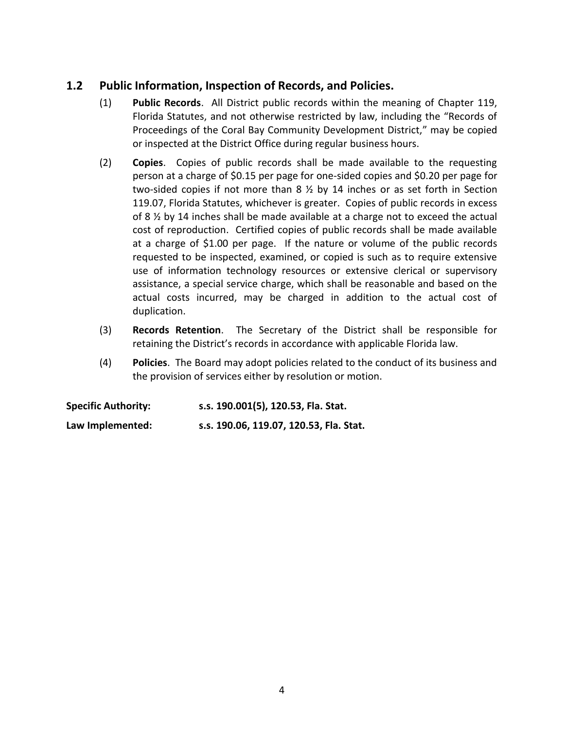## 1.2 Public Information, Inspection of Records, and Policies.

(1) **Public Records**. All District public records within the meaning of Chapter 119, Florida Statutes, and not otherwise restricted by law, including the "Records of Proceedings of the Coral Bay Community Development District," may be copied or inspected at the District Office during regular business hours.

(2) **Copies**. Copies of public records shall be made available to the requesting person at a charge of $0.15 per page for one-sided copies and $0.20 per page for two-sided copies if not more than 8 ½ by 14 inches or as set forth in Section 119.07, Florida Statutes, whichever is greater. Copies of public records in excess of 8 ½ by 14 inches shall be made available at a charge not to exceed the actual cost of reproduction. Certified copies of public records shall be made available at a charge of $1.00 per page. If the nature or volume of the public records requested to be inspected, examined, or copied is such as to require extensive use of information technology resources or extensive clerical or supervisory assistance, a special service charge, which shall be reasonable and based on the actual costs incurred, may be charged in addition to the actual cost of duplication.

(3) **Records Retention**. The Secretary of the District shall be responsible for retaining the District's records in accordance with applicable Florida law.

(4) **Policies**. The Board may adopt policies related to the conduct of its business and the provision of services either by resolution or motion.

**Specific Authority:** **s.s. 190.001(5), 120.53, Fla. Stat.**

**Law Implemented:** **s.s. 190.06, 119.07, 120.53, Fla. Stat.**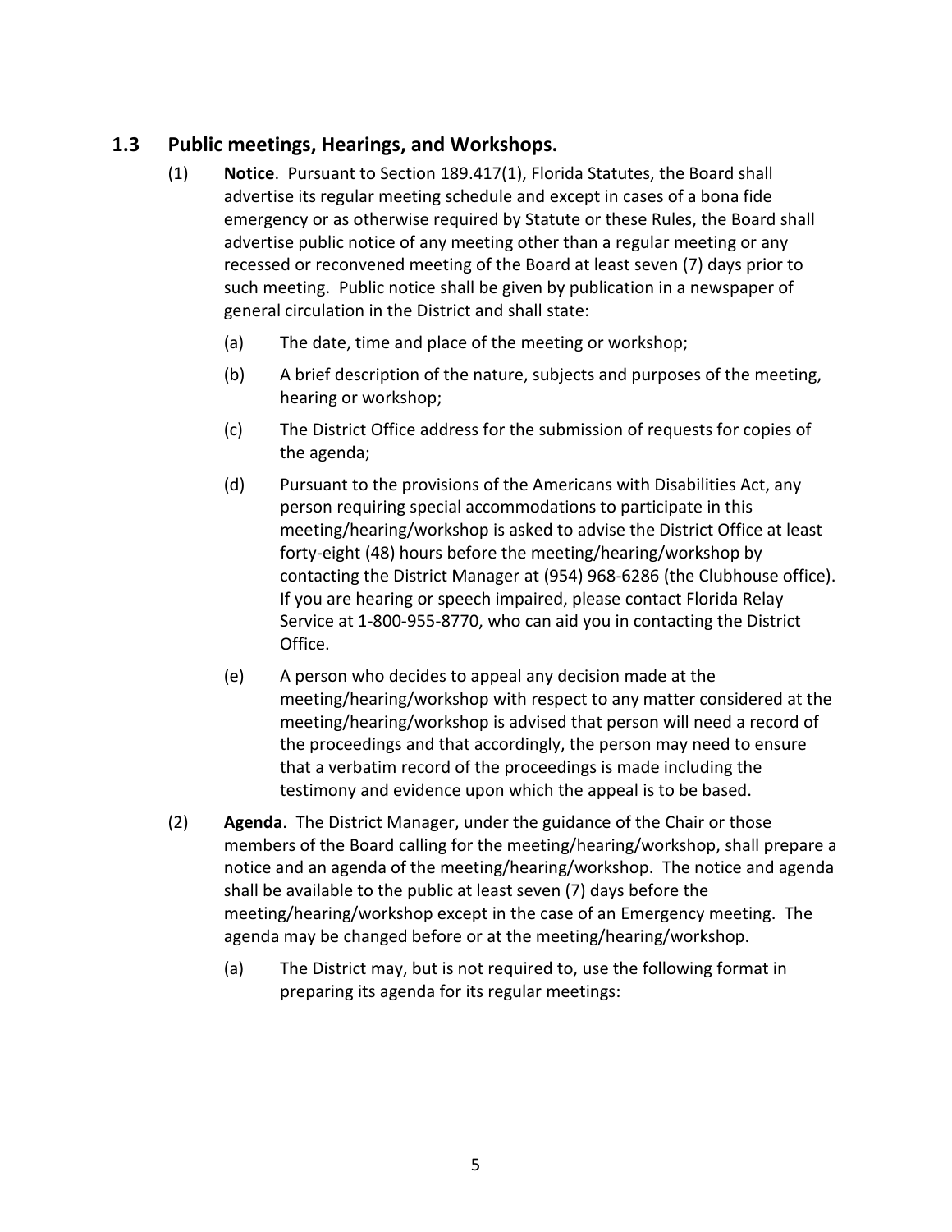## 1.3 Public meetings, Hearings, and Workshops.

(1) **Notice**. Pursuant to Section 189.417(1), Florida Statutes, the Board shall advertise its regular meeting schedule and except in cases of a bona fide emergency or as otherwise required by Statute or these Rules, the Board shall advertise public notice of any meeting other than a regular meeting or any recessed or reconvened meeting of the Board at least seven (7) days prior to such meeting. Public notice shall be given by publication in a newspaper of general circulation in the District and shall state:

(a) The date, time and place of the meeting or workshop;

(b) A brief description of the nature, subjects and purposes of the meeting, hearing or workshop;

(c) The District Office address for the submission of requests for copies of the agenda;

(d) Pursuant to the provisions of the Americans with Disabilities Act, any person requiring special accommodations to participate in this meeting/hearing/workshop is asked to advise the District Office at least forty-eight (48) hours before the meeting/hearing/workshop by contacting the District Manager at (954) 968-6286 (the Clubhouse office). If you are hearing or speech impaired, please contact Florida Relay Service at 1-800-955-8770, who can aid you in contacting the District Office.

(e) A person who decides to appeal any decision made at the meeting/hearing/workshop with respect to any matter considered at the meeting/hearing/workshop is advised that person will need a record of the proceedings and that accordingly, the person may need to ensure that a verbatim record of the proceedings is made including the testimony and evidence upon which the appeal is to be based.

(2) **Agenda**. The District Manager, under the guidance of the Chair or those members of the Board calling for the meeting/hearing/workshop, shall prepare a notice and an agenda of the meeting/hearing/workshop. The notice and agenda shall be available to the public at least seven (7) days before the meeting/hearing/workshop except in the case of an Emergency meeting. The agenda may be changed before or at the meeting/hearing/workshop.

(a) The District may, but is not required to, use the following format in preparing its agenda for its regular meetings: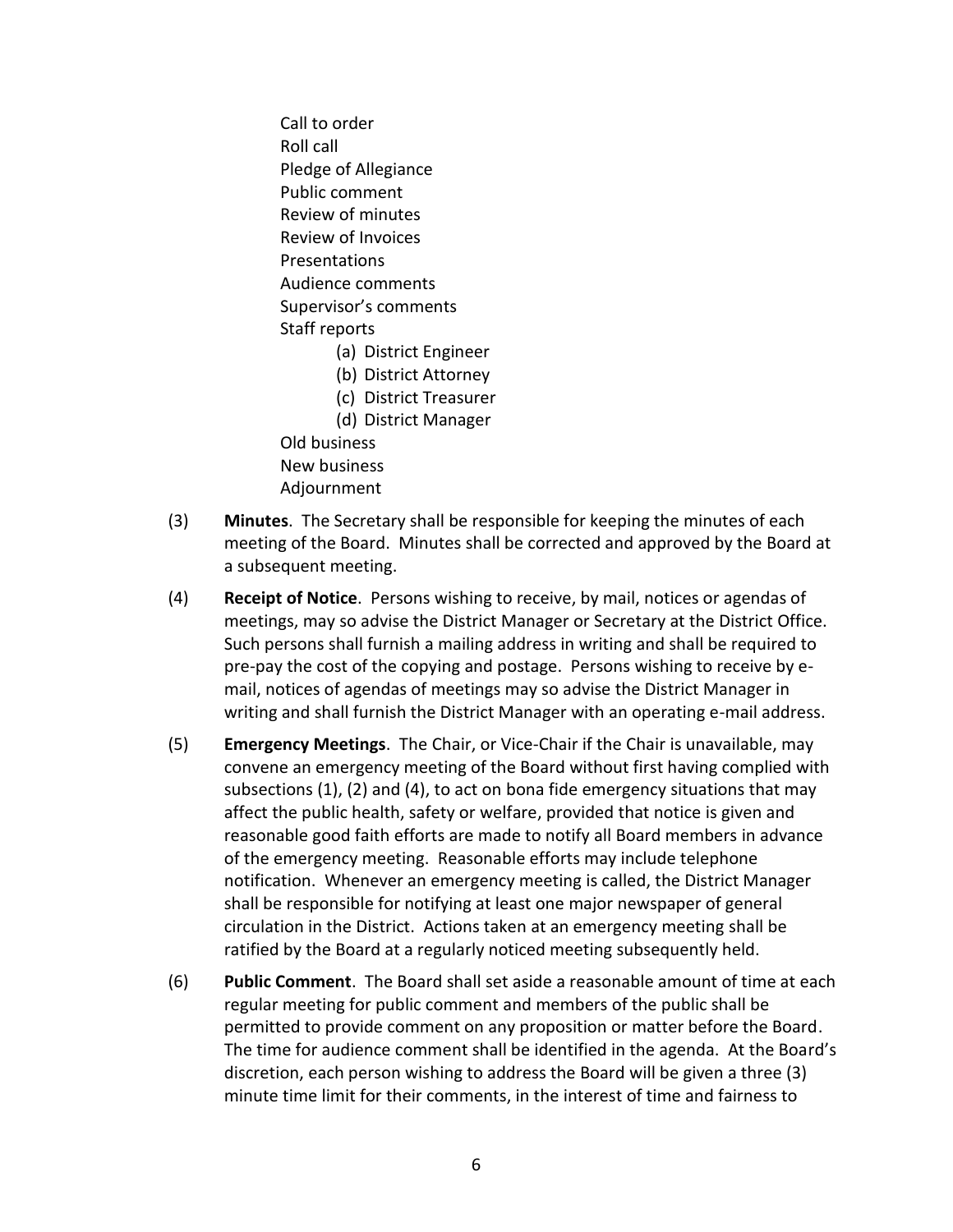Call to order  
Roll call  
Pledge of Allegiance  
Public comment  
Review of minutes  
Review of Invoices  
Presentations  
Audience comments  
Supervisor's comments  
Staff reports  
  (a) District Engineer  
  (b) District Attorney  
  (c) District Treasurer  
  (d) District Manager  
Old business  
New business  
Adjournment

(3) **Minutes**. The Secretary shall be responsible for keeping the minutes of each meeting of the Board. Minutes shall be corrected and approved by the Board at a subsequent meeting.

(4) **Receipt of Notice**. Persons wishing to receive, by mail, notices or agendas of meetings, may so advise the District Manager or Secretary at the District Office. Such persons shall furnish a mailing address in writing and shall be required to pre-pay the cost of the copying and postage. Persons wishing to receive by e-mail, notices of agendas of meetings may so advise the District Manager in writing and shall furnish the District Manager with an operating e-mail address.

(5) **Emergency Meetings**. The Chair, or Vice-Chair if the Chair is unavailable, may convene an emergency meeting of the Board without first having complied with subsections (1), (2) and (4), to act on bona fide emergency situations that may affect the public health, safety or welfare, provided that notice is given and reasonable good faith efforts are made to notify all Board members in advance of the emergency meeting. Reasonable efforts may include telephone notification. Whenever an emergency meeting is called, the District Manager shall be responsible for notifying at least one major newspaper of general circulation in the District. Actions taken at an emergency meeting shall be ratified by the Board at a regularly noticed meeting subsequently held.

(6) **Public Comment**. The Board shall set aside a reasonable amount of time at each regular meeting for public comment and members of the public shall be permitted to provide comment on any proposition or matter before the Board. The time for audience comment shall be identified in the agenda. At the Board's discretion, each person wishing to address the Board will be given a three (3) minute time limit for their comments, in the interest of time and fairness to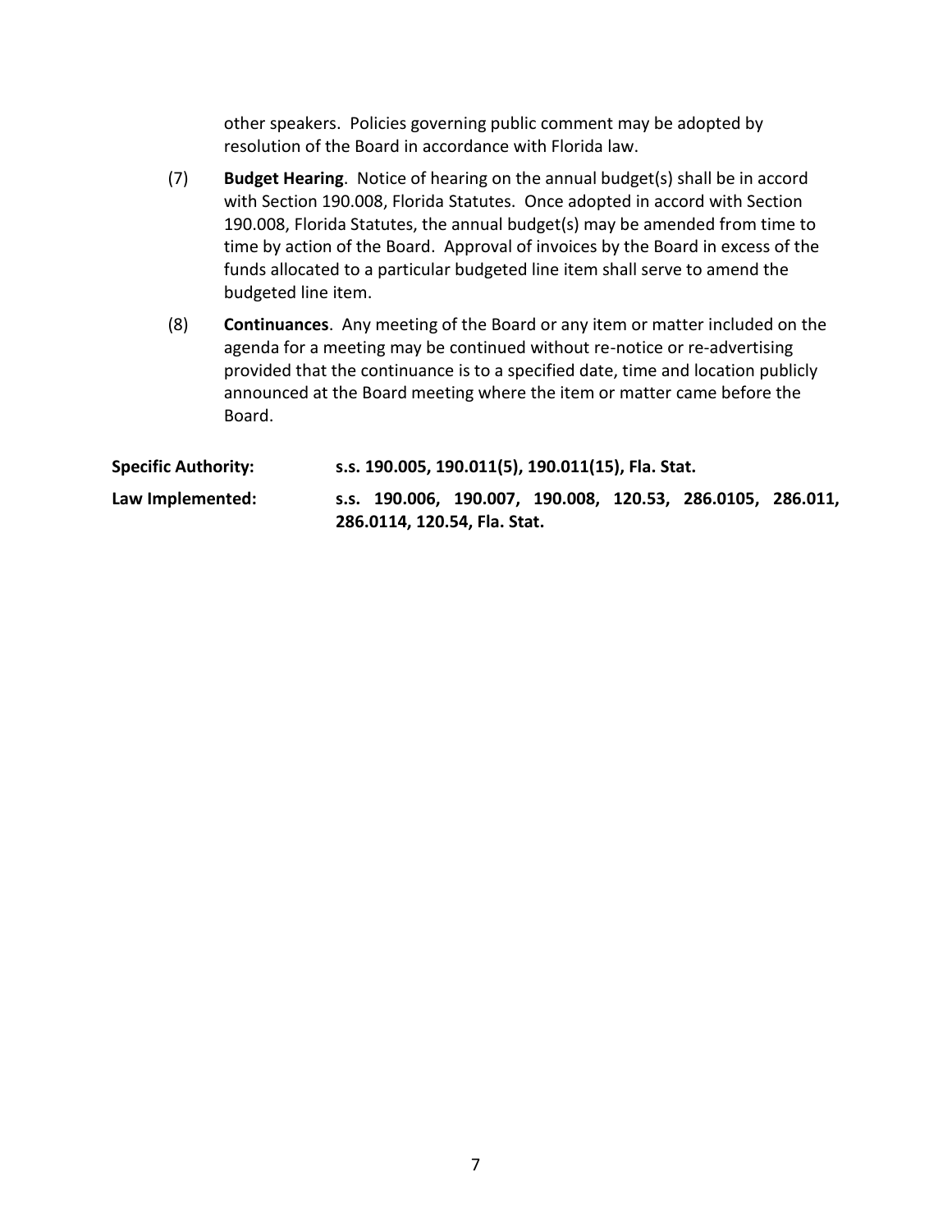other speakers. Policies governing public comment may be adopted by resolution of the Board in accordance with Florida law.

(7) **Budget Hearing**. Notice of hearing on the annual budget(s) shall be in accord with Section 190.008, Florida Statutes. Once adopted in accord with Section 190.008, Florida Statutes, the annual budget(s) may be amended from time to time by action of the Board. Approval of invoices by the Board in excess of the funds allocated to a particular budgeted line item shall serve to amend the budgeted line item.

(8) **Continuances**. Any meeting of the Board or any item or matter included on the agenda for a meeting may be continued without re-notice or re-advertising provided that the continuance is to a specified date, time and location publicly announced at the Board meeting where the item or matter came before the Board.

**Specific Authority:** **s.s. 190.005, 190.011(5), 190.011(15), Fla. Stat.**

**Law Implemented:** **s.s. 190.006, 190.007, 190.008, 120.53, 286.0105, 286.011, 286.0114, 120.54, Fla. Stat.**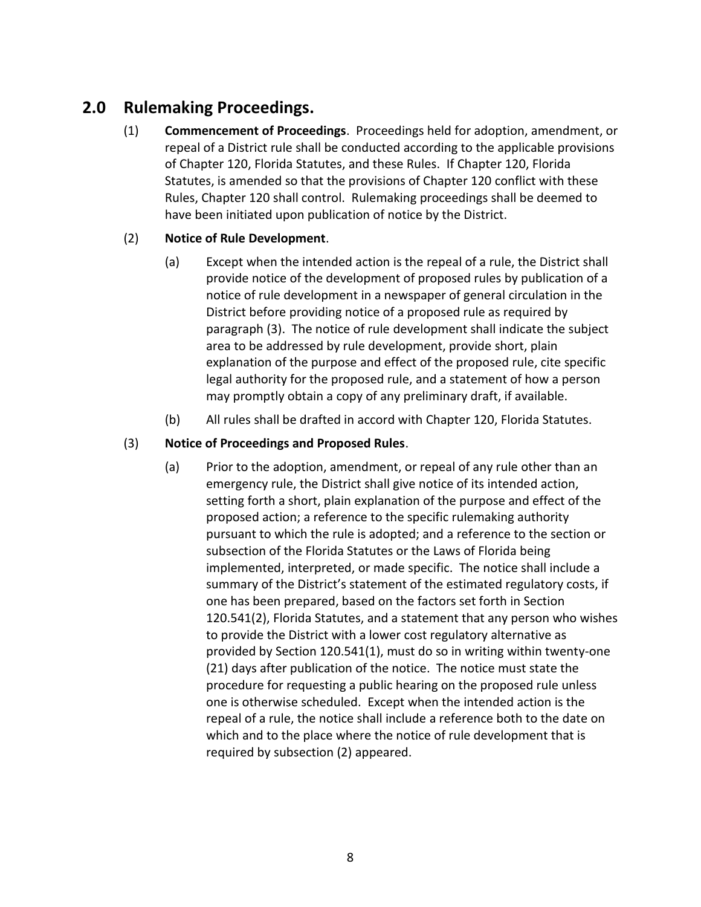## 2.0 Rulemaking Proceedings.

(1) **Commencement of Proceedings**. Proceedings held for adoption, amendment, or repeal of a District rule shall be conducted according to the applicable provisions of Chapter 120, Florida Statutes, and these Rules. If Chapter 120, Florida Statutes, is amended so that the provisions of Chapter 120 conflict with these Rules, Chapter 120 shall control. Rulemaking proceedings shall be deemed to have been initiated upon publication of notice by the District.

(2) **Notice of Rule Development**.

(a) Except when the intended action is the repeal of a rule, the District shall provide notice of the development of proposed rules by publication of a notice of rule development in a newspaper of general circulation in the District before providing notice of a proposed rule as required by paragraph (3). The notice of rule development shall indicate the subject area to be addressed by rule development, provide short, plain explanation of the purpose and effect of the proposed rule, cite specific legal authority for the proposed rule, and a statement of how a person may promptly obtain a copy of any preliminary draft, if available.

(b) All rules shall be drafted in accord with Chapter 120, Florida Statutes.

(3) **Notice of Proceedings and Proposed Rules**.

(a) Prior to the adoption, amendment, or repeal of any rule other than an emergency rule, the District shall give notice of its intended action, setting forth a short, plain explanation of the purpose and effect of the proposed action; a reference to the specific rulemaking authority pursuant to which the rule is adopted; and a reference to the section or subsection of the Florida Statutes or the Laws of Florida being implemented, interpreted, or made specific. The notice shall include a summary of the District's statement of the estimated regulatory costs, if one has been prepared, based on the factors set forth in Section 120.541(2), Florida Statutes, and a statement that any person who wishes to provide the District with a lower cost regulatory alternative as provided by Section 120.541(1), must do so in writing within twenty-one (21) days after publication of the notice. The notice must state the procedure for requesting a public hearing on the proposed rule unless one is otherwise scheduled. Except when the intended action is the repeal of a rule, the notice shall include a reference both to the date on which and to the place where the notice of rule development that is required by subsection (2) appeared.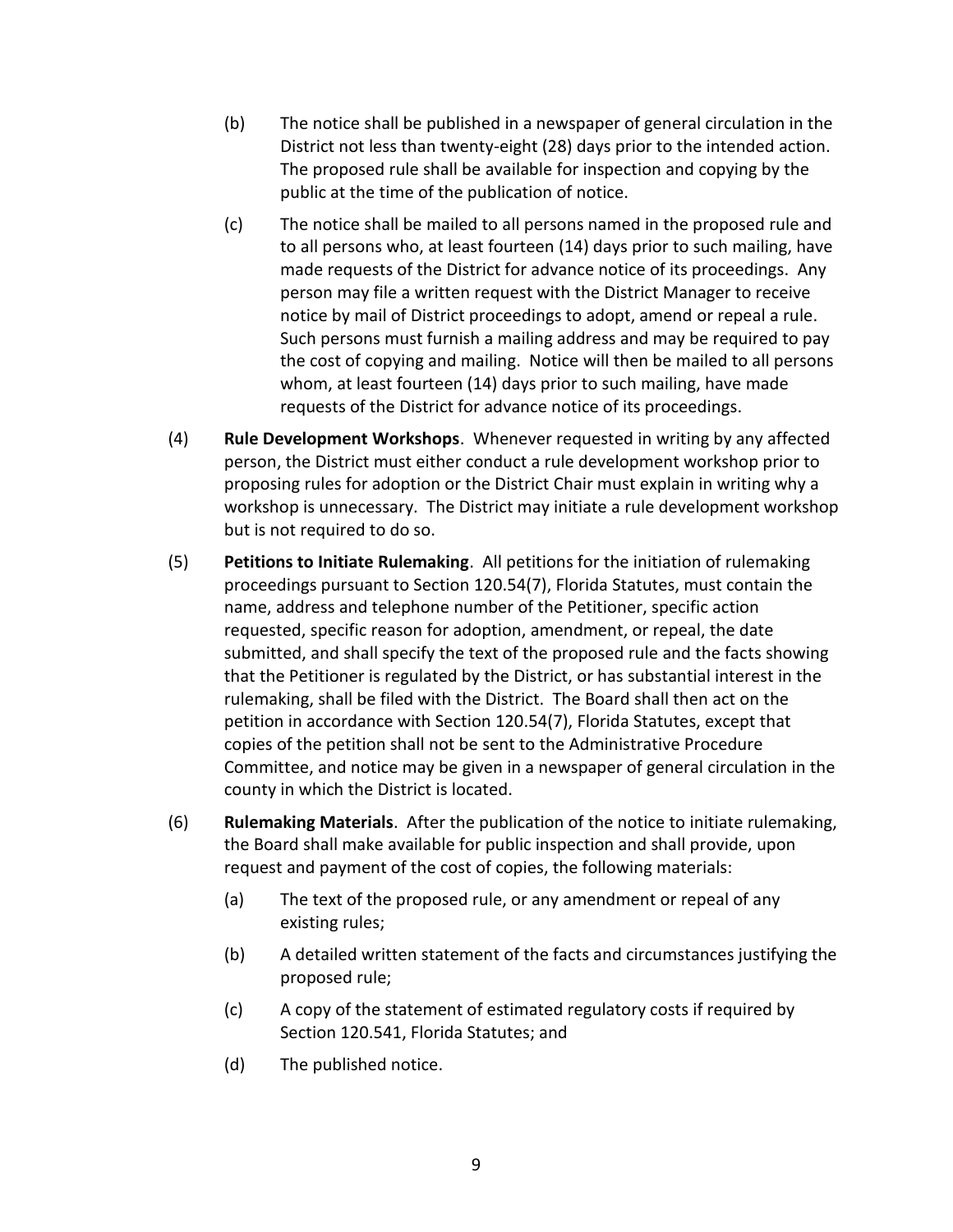(b) The notice shall be published in a newspaper of general circulation in the District not less than twenty-eight (28) days prior to the intended action. The proposed rule shall be available for inspection and copying by the public at the time of the publication of notice.

(c) The notice shall be mailed to all persons named in the proposed rule and to all persons who, at least fourteen (14) days prior to such mailing, have made requests of the District for advance notice of its proceedings. Any person may file a written request with the District Manager to receive notice by mail of District proceedings to adopt, amend or repeal a rule. Such persons must furnish a mailing address and may be required to pay the cost of copying and mailing. Notice will then be mailed to all persons whom, at least fourteen (14) days prior to such mailing, have made requests of the District for advance notice of its proceedings.

(4) **Rule Development Workshops**. Whenever requested in writing by any affected person, the District must either conduct a rule development workshop prior to proposing rules for adoption or the District Chair must explain in writing why a workshop is unnecessary. The District may initiate a rule development workshop but is not required to do so.

(5) **Petitions to Initiate Rulemaking**. All petitions for the initiation of rulemaking proceedings pursuant to Section 120.54(7), Florida Statutes, must contain the name, address and telephone number of the Petitioner, specific action requested, specific reason for adoption, amendment, or repeal, the date submitted, and shall specify the text of the proposed rule and the facts showing that the Petitioner is regulated by the District, or has substantial interest in the rulemaking, shall be filed with the District. The Board shall then act on the petition in accordance with Section 120.54(7), Florida Statutes, except that copies of the petition shall not be sent to the Administrative Procedure Committee, and notice may be given in a newspaper of general circulation in the county in which the District is located.

(6) **Rulemaking Materials**. After the publication of the notice to initiate rulemaking, the Board shall make available for public inspection and shall provide, upon request and payment of the cost of copies, the following materials:

(a) The text of the proposed rule, or any amendment or repeal of any existing rules;

(b) A detailed written statement of the facts and circumstances justifying the proposed rule;

(c) A copy of the statement of estimated regulatory costs if required by Section 120.541, Florida Statutes; and

(d) The published notice.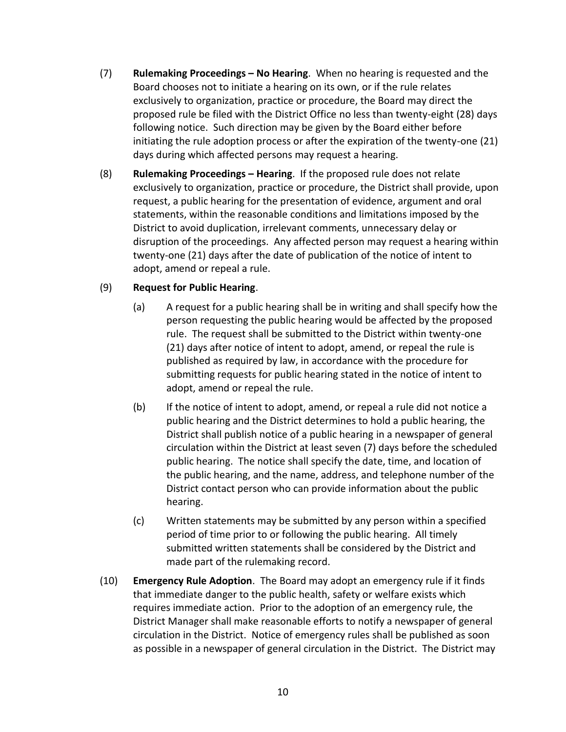(7) **Rulemaking Proceedings – No Hearing**. When no hearing is requested and the Board chooses not to initiate a hearing on its own, or if the rule relates exclusively to organization, practice or procedure, the Board may direct the proposed rule be filed with the District Office no less than twenty-eight (28) days following notice. Such direction may be given by the Board either before initiating the rule adoption process or after the expiration of the twenty-one (21) days during which affected persons may request a hearing.

(8) **Rulemaking Proceedings – Hearing**. If the proposed rule does not relate exclusively to organization, practice or procedure, the District shall provide, upon request, a public hearing for the presentation of evidence, argument and oral statements, within the reasonable conditions and limitations imposed by the District to avoid duplication, irrelevant comments, unnecessary delay or disruption of the proceedings. Any affected person may request a hearing within twenty-one (21) days after the date of publication of the notice of intent to adopt, amend or repeal a rule.

(9) **Request for Public Hearing**.

(a) A request for a public hearing shall be in writing and shall specify how the person requesting the public hearing would be affected by the proposed rule. The request shall be submitted to the District within twenty-one (21) days after notice of intent to adopt, amend, or repeal the rule is published as required by law, in accordance with the procedure for submitting requests for public hearing stated in the notice of intent to adopt, amend or repeal the rule.

(b) If the notice of intent to adopt, amend, or repeal a rule did not notice a public hearing and the District determines to hold a public hearing, the District shall publish notice of a public hearing in a newspaper of general circulation within the District at least seven (7) days before the scheduled public hearing. The notice shall specify the date, time, and location of the public hearing, and the name, address, and telephone number of the District contact person who can provide information about the public hearing.

(c) Written statements may be submitted by any person within a specified period of time prior to or following the public hearing. All timely submitted written statements shall be considered by the District and made part of the rulemaking record.

(10) **Emergency Rule Adoption**. The Board may adopt an emergency rule if it finds that immediate danger to the public health, safety or welfare exists which requires immediate action. Prior to the adoption of an emergency rule, the District Manager shall make reasonable efforts to notify a newspaper of general circulation in the District. Notice of emergency rules shall be published as soon as possible in a newspaper of general circulation in the District. The District may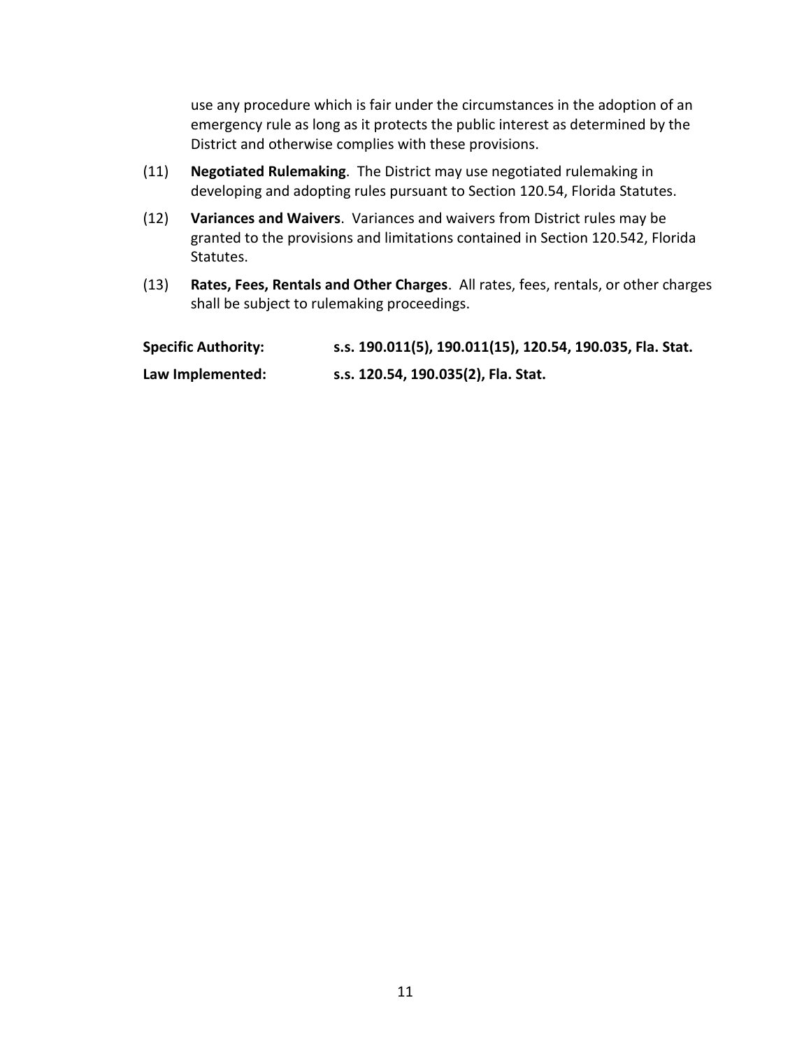use any procedure which is fair under the circumstances in the adoption of an emergency rule as long as it protects the public interest as determined by the District and otherwise complies with these provisions.

(11) **Negotiated Rulemaking**. The District may use negotiated rulemaking in developing and adopting rules pursuant to Section 120.54, Florida Statutes.

(12) **Variances and Waivers**. Variances and waivers from District rules may be granted to the provisions and limitations contained in Section 120.542, Florida Statutes.

(13) **Rates, Fees, Rentals and Other Charges**. All rates, fees, rentals, or other charges shall be subject to rulemaking proceedings.

**Specific Authority:** **s.s. 190.011(5), 190.011(15), 120.54, 190.035, Fla. Stat.**

**Law Implemented:** **s.s. 120.54, 190.035(2), Fla. Stat.**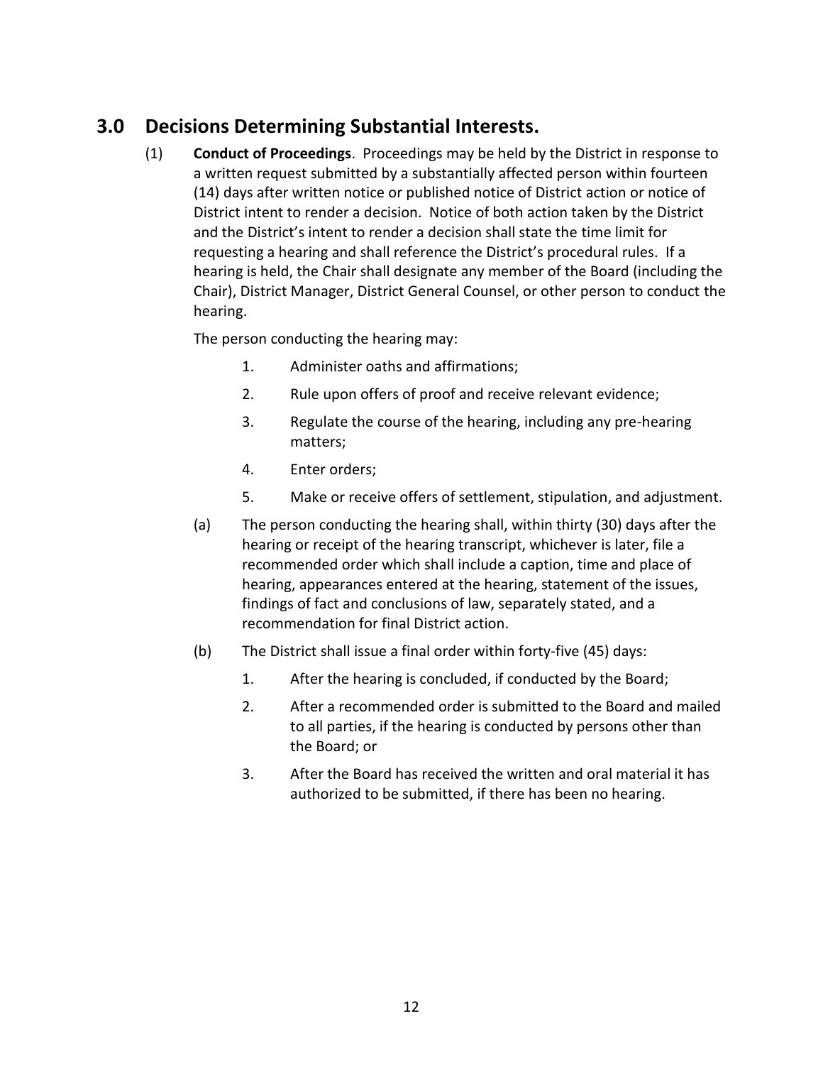## 3.0 Decisions Determining Substantial Interests.

(1) **Conduct of Proceedings**. Proceedings may be held by the District in response to a written request submitted by a substantially affected person within fourteen (14) days after written notice or published notice of District action or notice of District intent to render a decision. Notice of both action taken by the District and the District's intent to render a decision shall state the time limit for requesting a hearing and shall reference the District's procedural rules. If a hearing is held, the Chair shall designate any member of the Board (including the Chair), District Manager, District General Counsel, or other person to conduct the hearing.

The person conducting the hearing may:

1. Administer oaths and affirmations;
2. Rule upon offers of proof and receive relevant evidence;
3. Regulate the course of the hearing, including any pre-hearing matters;
4. Enter orders;
5. Make or receive offers of settlement, stipulation, and adjustment.

(a) The person conducting the hearing shall, within thirty (30) days after the hearing or receipt of the hearing transcript, whichever is later, file a recommended order which shall include a caption, time and place of hearing, appearances entered at the hearing, statement of the issues, findings of fact and conclusions of law, separately stated, and a recommendation for final District action.

(b) The District shall issue a final order within forty-five (45) days:

1. After the hearing is concluded, if conducted by the Board;
2. After a recommended order is submitted to the Board and mailed to all parties, if the hearing is conducted by persons other than the Board; or
3. After the Board has received the written and oral material it has authorized to be submitted, if there has been no hearing.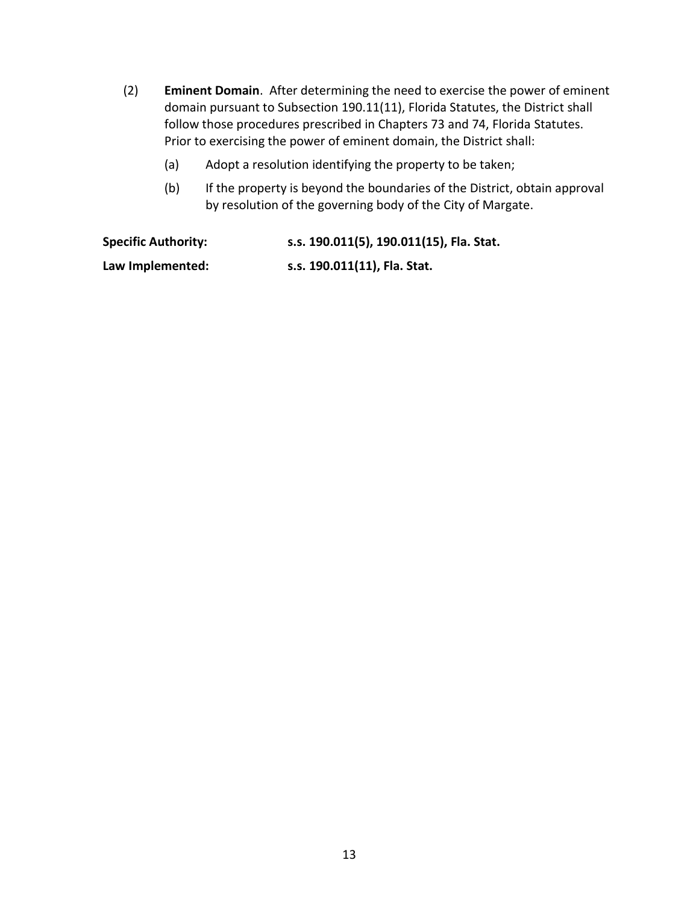(2) **Eminent Domain**. After determining the need to exercise the power of eminent domain pursuant to Subsection 190.11(11), Florida Statutes, the District shall follow those procedures prescribed in Chapters 73 and 74, Florida Statutes. Prior to exercising the power of eminent domain, the District shall:

   (a) Adopt a resolution identifying the property to be taken;

   (b) If the property is beyond the boundaries of the District, obtain approval by resolution of the governing body of the City of Margate.

**Specific Authority:** **s.s. 190.011(5), 190.011(15), Fla. Stat.**

**Law Implemented:** **s.s. 190.011(11), Fla. Stat.**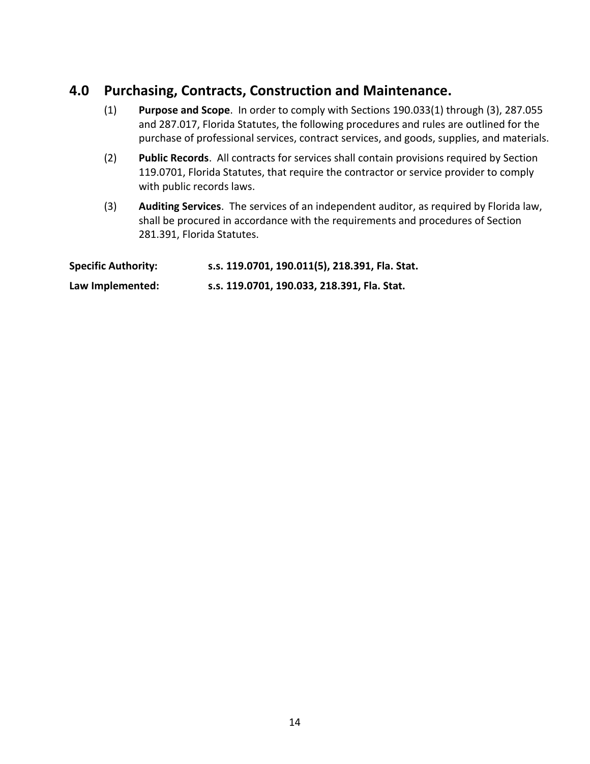## 4.0 Purchasing, Contracts, Construction and Maintenance.

(1) **Purpose and Scope**. In order to comply with Sections 190.033(1) through (3), 287.055 and 287.017, Florida Statutes, the following procedures and rules are outlined for the purchase of professional services, contract services, and goods, supplies, and materials.

(2) **Public Records**. All contracts for services shall contain provisions required by Section 119.0701, Florida Statutes, that require the contractor or service provider to comply with public records laws.

(3) **Auditing Services**. The services of an independent auditor, as required by Florida law, shall be procured in accordance with the requirements and procedures of Section 281.391, Florida Statutes.

**Specific Authority:** **s.s. 119.0701, 190.011(5), 218.391, Fla. Stat.**

**Law Implemented:** **s.s. 119.0701, 190.033, 218.391, Fla. Stat.**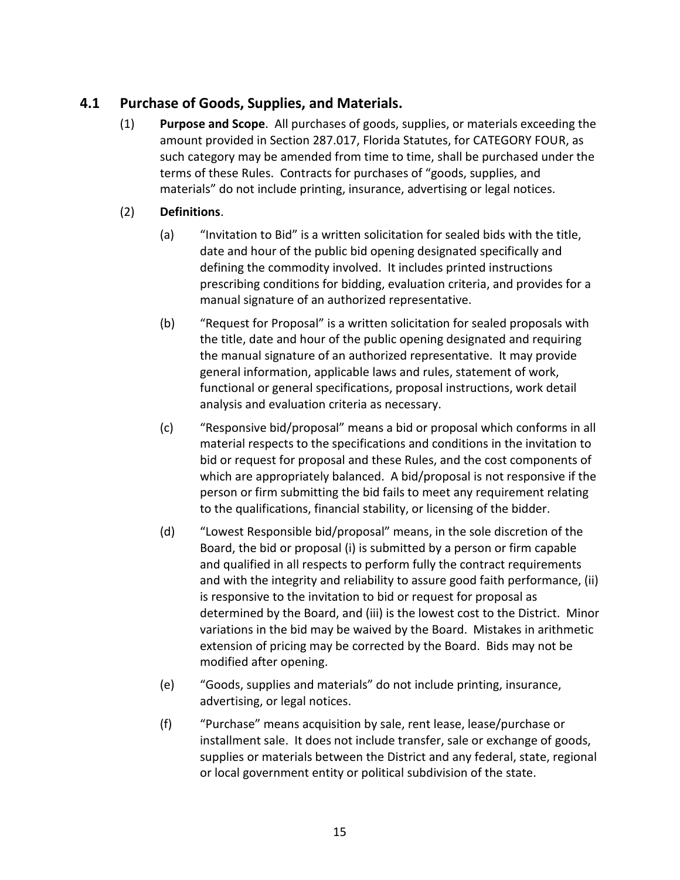## 4.1 Purchase of Goods, Supplies, and Materials.

(1) **Purpose and Scope**. All purchases of goods, supplies, or materials exceeding the amount provided in Section 287.017, Florida Statutes, for CATEGORY FOUR, as such category may be amended from time to time, shall be purchased under the terms of these Rules. Contracts for purchases of "goods, supplies, and materials" do not include printing, insurance, advertising or legal notices.

(2) **Definitions**.

(a) "Invitation to Bid" is a written solicitation for sealed bids with the title, date and hour of the public bid opening designated specifically and defining the commodity involved. It includes printed instructions prescribing conditions for bidding, evaluation criteria, and provides for a manual signature of an authorized representative.

(b) "Request for Proposal" is a written solicitation for sealed proposals with the title, date and hour of the public opening designated and requiring the manual signature of an authorized representative. It may provide general information, applicable laws and rules, statement of work, functional or general specifications, proposal instructions, work detail analysis and evaluation criteria as necessary.

(c) "Responsive bid/proposal" means a bid or proposal which conforms in all material respects to the specifications and conditions in the invitation to bid or request for proposal and these Rules, and the cost components of which are appropriately balanced. A bid/proposal is not responsive if the person or firm submitting the bid fails to meet any requirement relating to the qualifications, financial stability, or licensing of the bidder.

(d) "Lowest Responsible bid/proposal" means, in the sole discretion of the Board, the bid or proposal (i) is submitted by a person or firm capable and qualified in all respects to perform fully the contract requirements and with the integrity and reliability to assure good faith performance, (ii) is responsive to the invitation to bid or request for proposal as determined by the Board, and (iii) is the lowest cost to the District. Minor variations in the bid may be waived by the Board. Mistakes in arithmetic extension of pricing may be corrected by the Board. Bids may not be modified after opening.

(e) "Goods, supplies and materials" do not include printing, insurance, advertising, or legal notices.

(f) "Purchase" means acquisition by sale, rent lease, lease/purchase or installment sale. It does not include transfer, sale or exchange of goods, supplies or materials between the District and any federal, state, regional or local government entity or political subdivision of the state.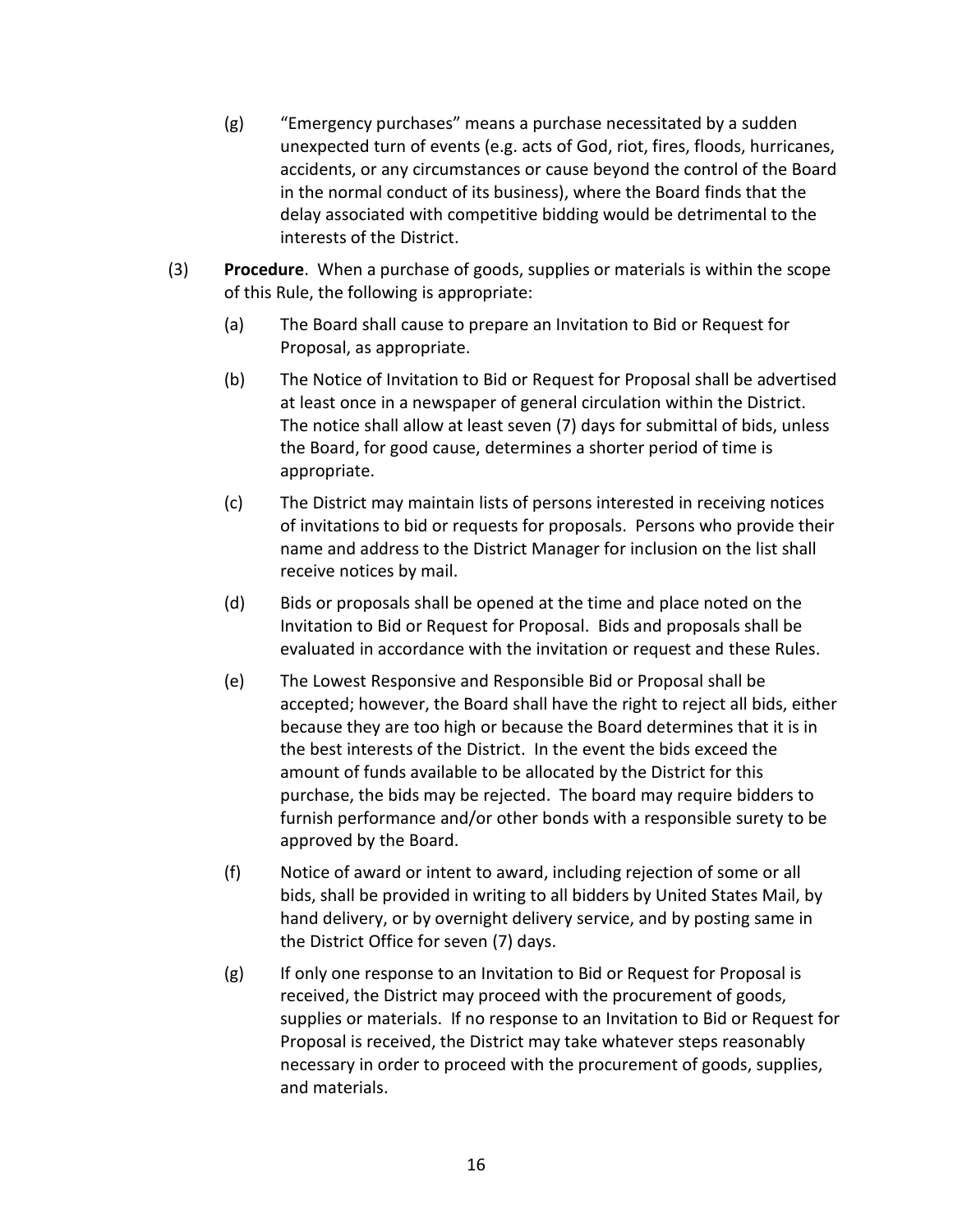(g) "Emergency purchases" means a purchase necessitated by a sudden unexpected turn of events (e.g. acts of God, riot, fires, floods, hurricanes, accidents, or any circumstances or cause beyond the control of the Board in the normal conduct of its business), where the Board finds that the delay associated with competitive bidding would be detrimental to the interests of the District.

(3) **Procedure**. When a purchase of goods, supplies or materials is within the scope of this Rule, the following is appropriate:

(a) The Board shall cause to prepare an Invitation to Bid or Request for Proposal, as appropriate.

(b) The Notice of Invitation to Bid or Request for Proposal shall be advertised at least once in a newspaper of general circulation within the District. The notice shall allow at least seven (7) days for submittal of bids, unless the Board, for good cause, determines a shorter period of time is appropriate.

(c) The District may maintain lists of persons interested in receiving notices of invitations to bid or requests for proposals. Persons who provide their name and address to the District Manager for inclusion on the list shall receive notices by mail.

(d) Bids or proposals shall be opened at the time and place noted on the Invitation to Bid or Request for Proposal. Bids and proposals shall be evaluated in accordance with the invitation or request and these Rules.

(e) The Lowest Responsive and Responsible Bid or Proposal shall be accepted; however, the Board shall have the right to reject all bids, either because they are too high or because the Board determines that it is in the best interests of the District. In the event the bids exceed the amount of funds available to be allocated by the District for this purchase, the bids may be rejected. The board may require bidders to furnish performance and/or other bonds with a responsible surety to be approved by the Board.

(f) Notice of award or intent to award, including rejection of some or all bids, shall be provided in writing to all bidders by United States Mail, by hand delivery, or by overnight delivery service, and by posting same in the District Office for seven (7) days.

(g) If only one response to an Invitation to Bid or Request for Proposal is received, the District may proceed with the procurement of goods, supplies or materials. If no response to an Invitation to Bid or Request for Proposal is received, the District may take whatever steps reasonably necessary in order to proceed with the procurement of goods, supplies, and materials.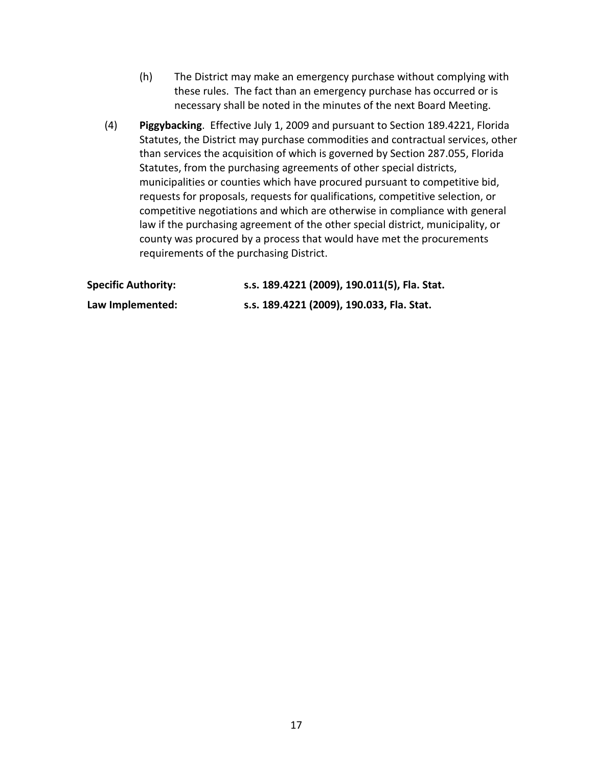(h) The District may make an emergency purchase without complying with these rules. The fact than an emergency purchase has occurred or is necessary shall be noted in the minutes of the next Board Meeting.

(4) **Piggybacking**. Effective July 1, 2009 and pursuant to Section 189.4221, Florida Statutes, the District may purchase commodities and contractual services, other than services the acquisition of which is governed by Section 287.055, Florida Statutes, from the purchasing agreements of other special districts, municipalities or counties which have procured pursuant to competitive bid, requests for proposals, requests for qualifications, competitive selection, or competitive negotiations and which are otherwise in compliance with general law if the purchasing agreement of the other special district, municipality, or county was procured by a process that would have met the procurements requirements of the purchasing District.

**Specific Authority:** **s.s. 189.4221 (2009), 190.011(5), Fla. Stat.**

**Law Implemented:** **s.s. 189.4221 (2009), 190.033, Fla. Stat.**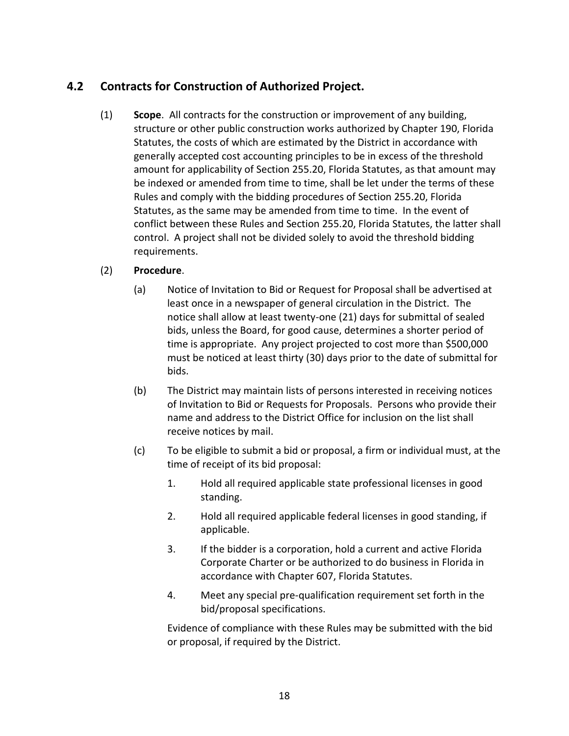## 4.2 Contracts for Construction of Authorized Project.

(1) **Scope**. All contracts for the construction or improvement of any building, structure or other public construction works authorized by Chapter 190, Florida Statutes, the costs of which are estimated by the District in accordance with generally accepted cost accounting principles to be in excess of the threshold amount for applicability of Section 255.20, Florida Statutes, as that amount may be indexed or amended from time to time, shall be let under the terms of these Rules and comply with the bidding procedures of Section 255.20, Florida Statutes, as the same may be amended from time to time. In the event of conflict between these Rules and Section 255.20, Florida Statutes, the latter shall control. A project shall not be divided solely to avoid the threshold bidding requirements.

(2) **Procedure**.

(a) Notice of Invitation to Bid or Request for Proposal shall be advertised at least once in a newspaper of general circulation in the District. The notice shall allow at least twenty-one (21) days for submittal of sealed bids, unless the Board, for good cause, determines a shorter period of time is appropriate. Any project projected to cost more than $500,000 must be noticed at least thirty (30) days prior to the date of submittal for bids.

(b) The District may maintain lists of persons interested in receiving notices of Invitation to Bid or Requests for Proposals. Persons who provide their name and address to the District Office for inclusion on the list shall receive notices by mail.

(c) To be eligible to submit a bid or proposal, a firm or individual must, at the time of receipt of its bid proposal:

1. Hold all required applicable state professional licenses in good standing.

2. Hold all required applicable federal licenses in good standing, if applicable.

3. If the bidder is a corporation, hold a current and active Florida Corporate Charter or be authorized to do business in Florida in accordance with Chapter 607, Florida Statutes.

4. Meet any special pre-qualification requirement set forth in the bid/proposal specifications.

Evidence of compliance with these Rules may be submitted with the bid or proposal, if required by the District.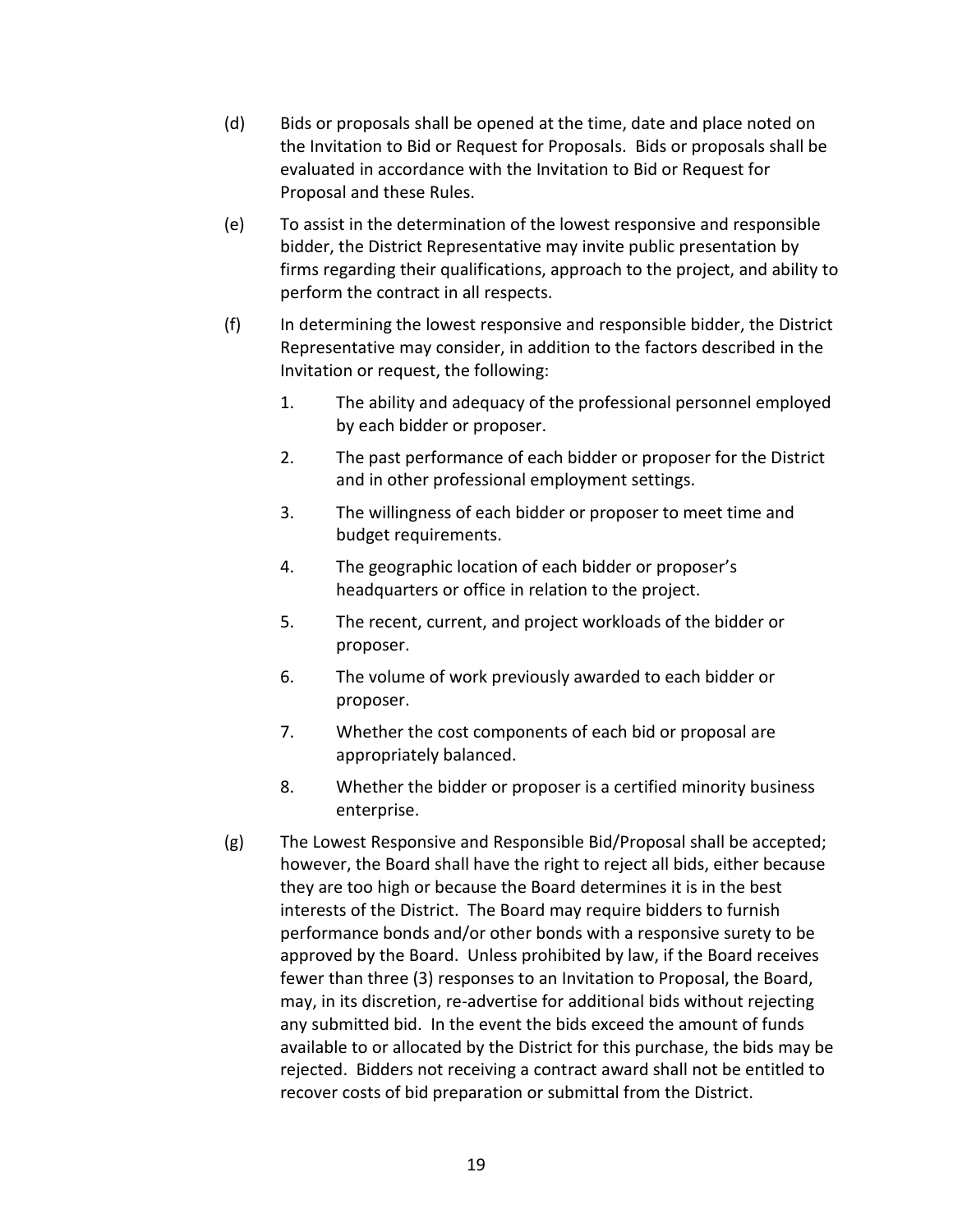(d) Bids or proposals shall be opened at the time, date and place noted on the Invitation to Bid or Request for Proposals. Bids or proposals shall be evaluated in accordance with the Invitation to Bid or Request for Proposal and these Rules.

(e) To assist in the determination of the lowest responsive and responsible bidder, the District Representative may invite public presentation by firms regarding their qualifications, approach to the project, and ability to perform the contract in all respects.

(f) In determining the lowest responsive and responsible bidder, the District Representative may consider, in addition to the factors described in the Invitation or request, the following:

1. The ability and adequacy of the professional personnel employed by each bidder or proposer.
2. The past performance of each bidder or proposer for the District and in other professional employment settings.
3. The willingness of each bidder or proposer to meet time and budget requirements.
4. The geographic location of each bidder or proposer's headquarters or office in relation to the project.
5. The recent, current, and project workloads of the bidder or proposer.
6. The volume of work previously awarded to each bidder or proposer.
7. Whether the cost components of each bid or proposal are appropriately balanced.
8. Whether the bidder or proposer is a certified minority business enterprise.

(g) The Lowest Responsive and Responsible Bid/Proposal shall be accepted; however, the Board shall have the right to reject all bids, either because they are too high or because the Board determines it is in the best interests of the District. The Board may require bidders to furnish performance bonds and/or other bonds with a responsive surety to be approved by the Board. Unless prohibited by law, if the Board receives fewer than three (3) responses to an Invitation to Proposal, the Board, may, in its discretion, re-advertise for additional bids without rejecting any submitted bid. In the event the bids exceed the amount of funds available to or allocated by the District for this purchase, the bids may be rejected. Bidders not receiving a contract award shall not be entitled to recover costs of bid preparation or submittal from the District.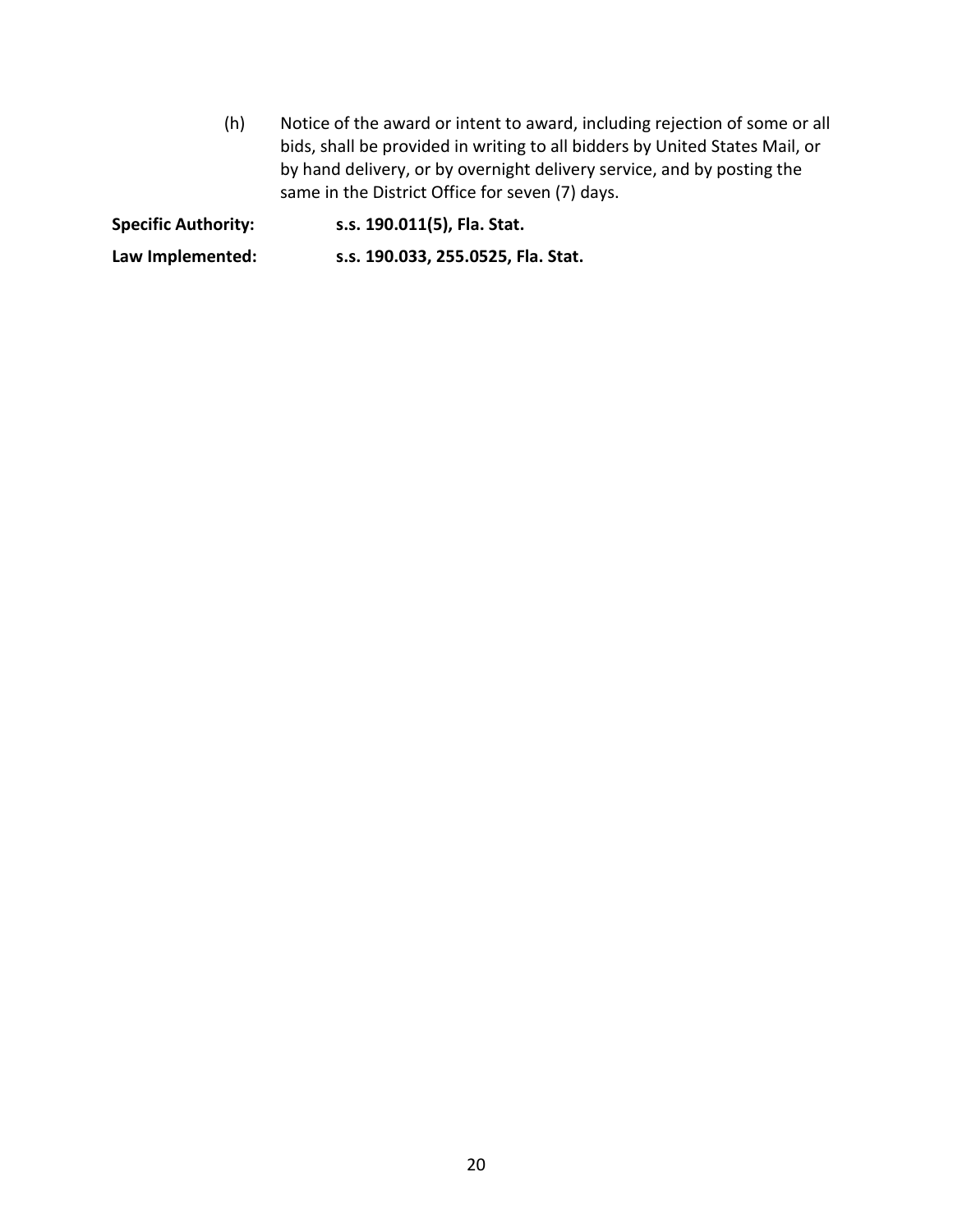(h) Notice of the award or intent to award, including rejection of some or all bids, shall be provided in writing to all bidders by United States Mail, or by hand delivery, or by overnight delivery service, and by posting the same in the District Office for seven (7) days.

**Specific Authority:** **s.s. 190.011(5), Fla. Stat.**

**Law Implemented:** **s.s. 190.033, 255.0525, Fla. Stat.**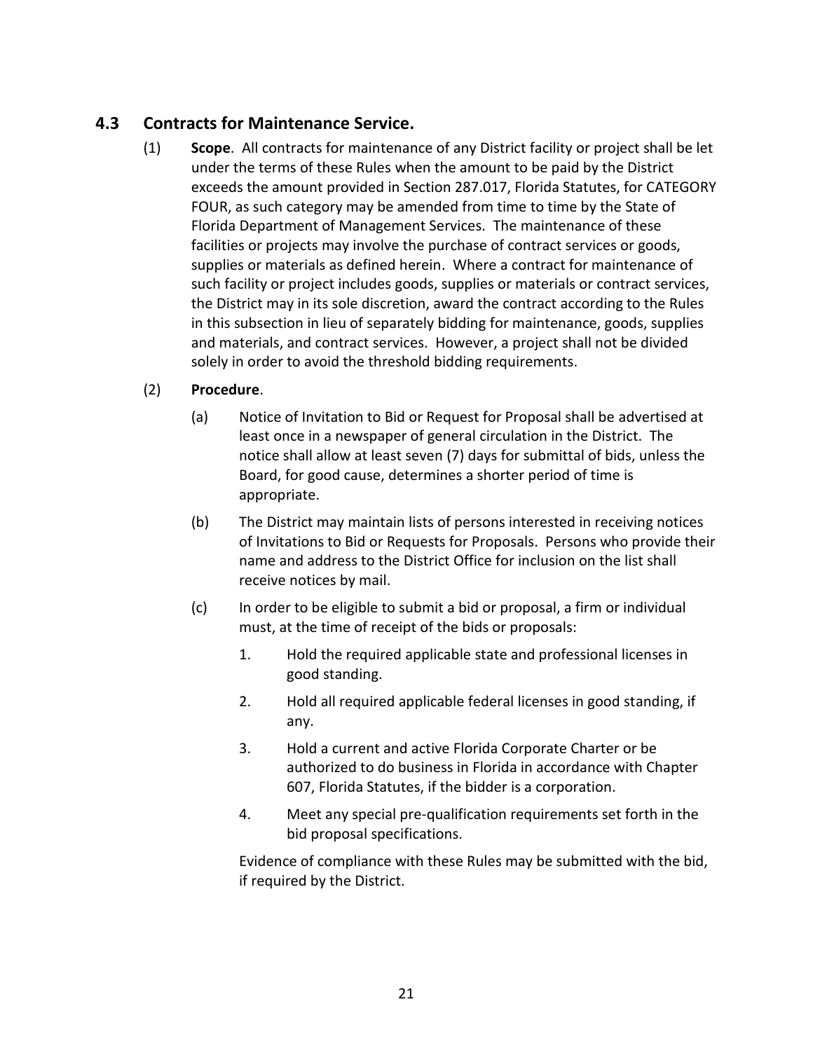## 4.3 Contracts for Maintenance Service.

(1) **Scope**. All contracts for maintenance of any District facility or project shall be let under the terms of these Rules when the amount to be paid by the District exceeds the amount provided in Section 287.017, Florida Statutes, for CATEGORY FOUR, as such category may be amended from time to time by the State of Florida Department of Management Services. The maintenance of these facilities or projects may involve the purchase of contract services or goods, supplies or materials as defined herein. Where a contract for maintenance of such facility or project includes goods, supplies or materials or contract services, the District may in its sole discretion, award the contract according to the Rules in this subsection in lieu of separately bidding for maintenance, goods, supplies and materials, and contract services. However, a project shall not be divided solely in order to avoid the threshold bidding requirements.

(2) **Procedure**.

(a) Notice of Invitation to Bid or Request for Proposal shall be advertised at least once in a newspaper of general circulation in the District. The notice shall allow at least seven (7) days for submittal of bids, unless the Board, for good cause, determines a shorter period of time is appropriate.

(b) The District may maintain lists of persons interested in receiving notices of Invitations to Bid or Requests for Proposals. Persons who provide their name and address to the District Office for inclusion on the list shall receive notices by mail.

(c) In order to be eligible to submit a bid or proposal, a firm or individual must, at the time of receipt of the bids or proposals:

1. Hold the required applicable state and professional licenses in good standing.
2. Hold all required applicable federal licenses in good standing, if any.
3. Hold a current and active Florida Corporate Charter or be authorized to do business in Florida in accordance with Chapter 607, Florida Statutes, if the bidder is a corporation.
4. Meet any special pre-qualification requirements set forth in the bid proposal specifications.

Evidence of compliance with these Rules may be submitted with the bid, if required by the District.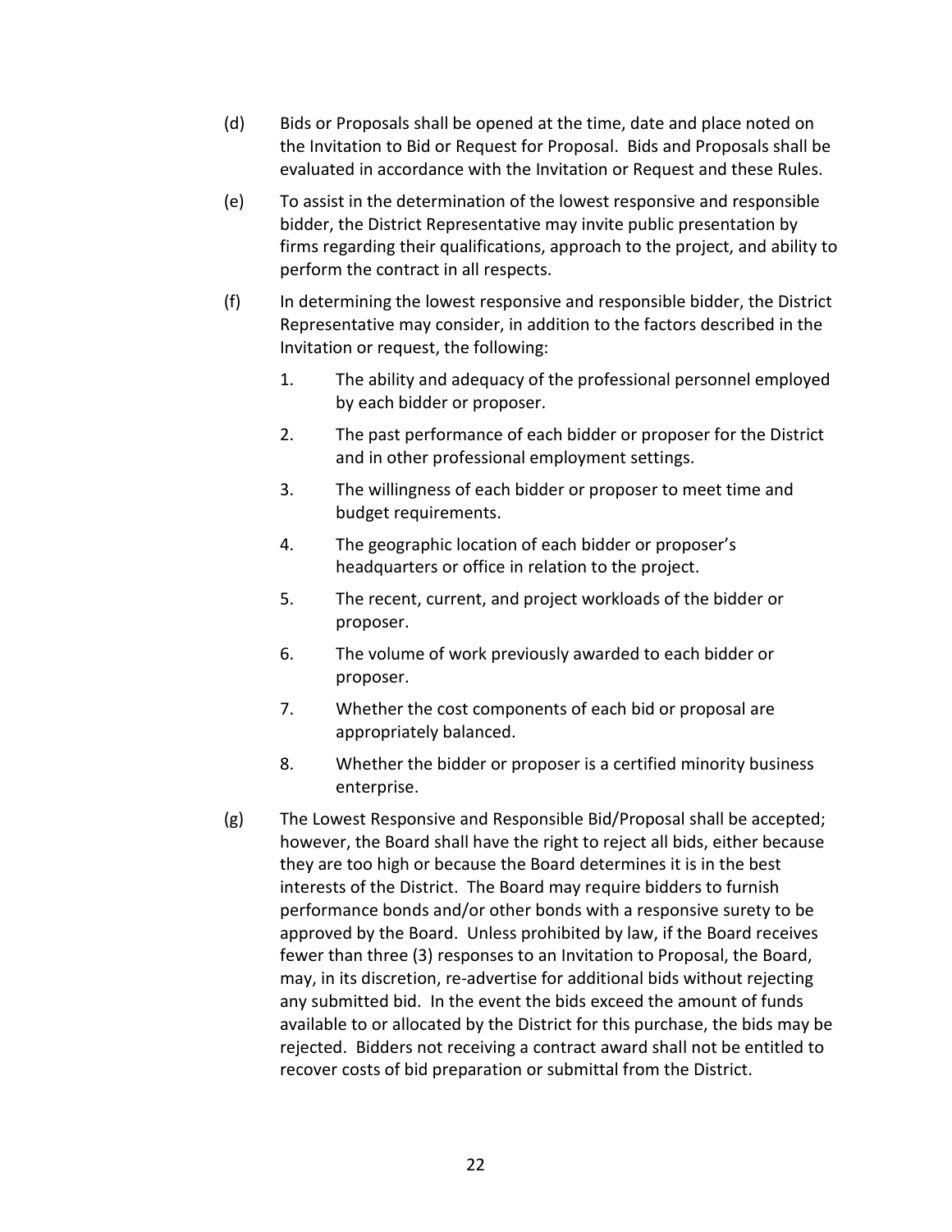(d) Bids or Proposals shall be opened at the time, date and place noted on the Invitation to Bid or Request for Proposal. Bids and Proposals shall be evaluated in accordance with the Invitation or Request and these Rules.

(e) To assist in the determination of the lowest responsive and responsible bidder, the District Representative may invite public presentation by firms regarding their qualifications, approach to the project, and ability to perform the contract in all respects.

(f) In determining the lowest responsive and responsible bidder, the District Representative may consider, in addition to the factors described in the Invitation or request, the following:

1. The ability and adequacy of the professional personnel employed by each bidder or proposer.
2. The past performance of each bidder or proposer for the District and in other professional employment settings.
3. The willingness of each bidder or proposer to meet time and budget requirements.
4. The geographic location of each bidder or proposer's headquarters or office in relation to the project.
5. The recent, current, and project workloads of the bidder or proposer.
6. The volume of work previously awarded to each bidder or proposer.
7. Whether the cost components of each bid or proposal are appropriately balanced.
8. Whether the bidder or proposer is a certified minority business enterprise.

(g) The Lowest Responsive and Responsible Bid/Proposal shall be accepted; however, the Board shall have the right to reject all bids, either because they are too high or because the Board determines it is in the best interests of the District. The Board may require bidders to furnish performance bonds and/or other bonds with a responsive surety to be approved by the Board. Unless prohibited by law, if the Board receives fewer than three (3) responses to an Invitation to Proposal, the Board, may, in its discretion, re-advertise for additional bids without rejecting any submitted bid. In the event the bids exceed the amount of funds available to or allocated by the District for this purchase, the bids may be rejected. Bidders not receiving a contract award shall not be entitled to recover costs of bid preparation or submittal from the District.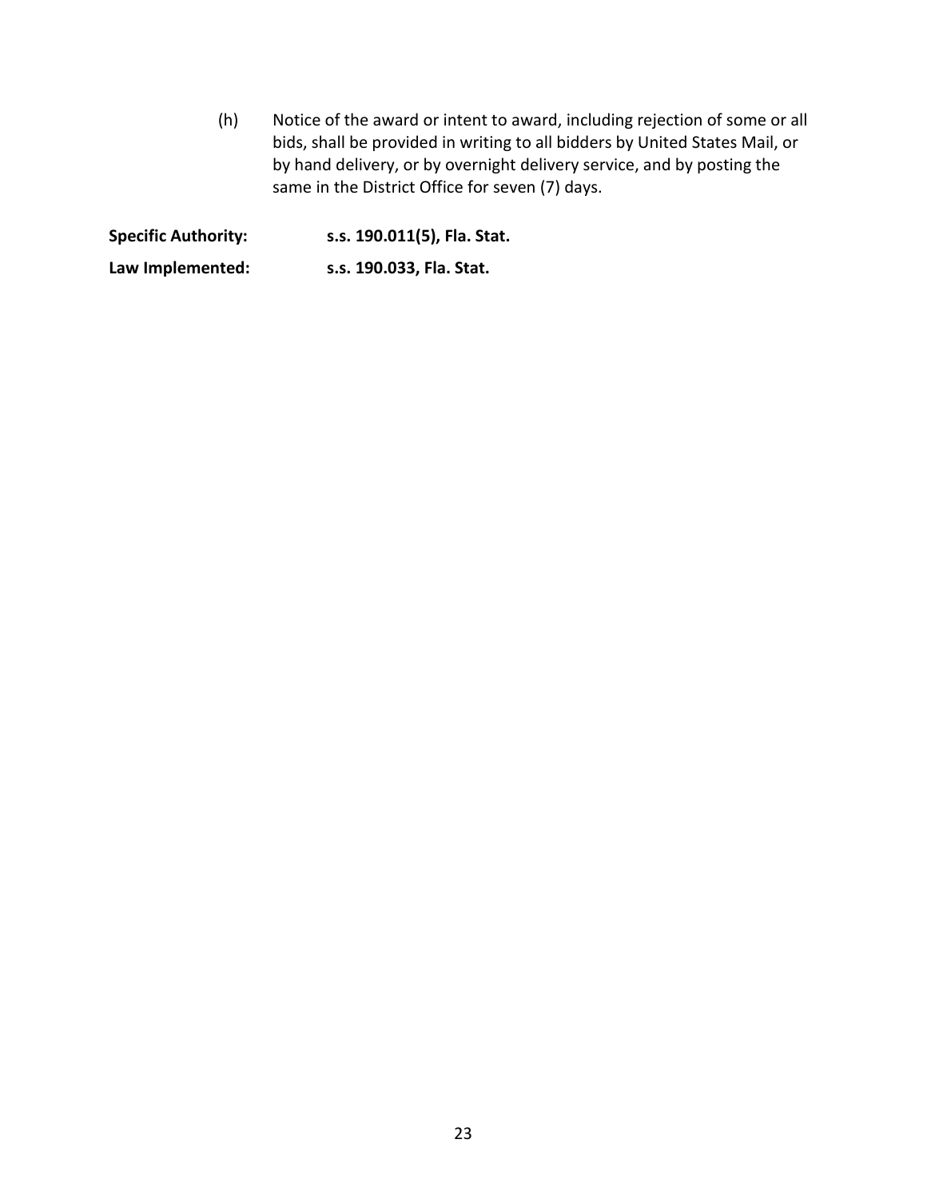(h) Notice of the award or intent to award, including rejection of some or all bids, shall be provided in writing to all bidders by United States Mail, or by hand delivery, or by overnight delivery service, and by posting the same in the District Office for seven (7) days.

**Specific Authority:** **s.s. 190.011(5), Fla. Stat.**

**Law Implemented:** **s.s. 190.033, Fla. Stat.**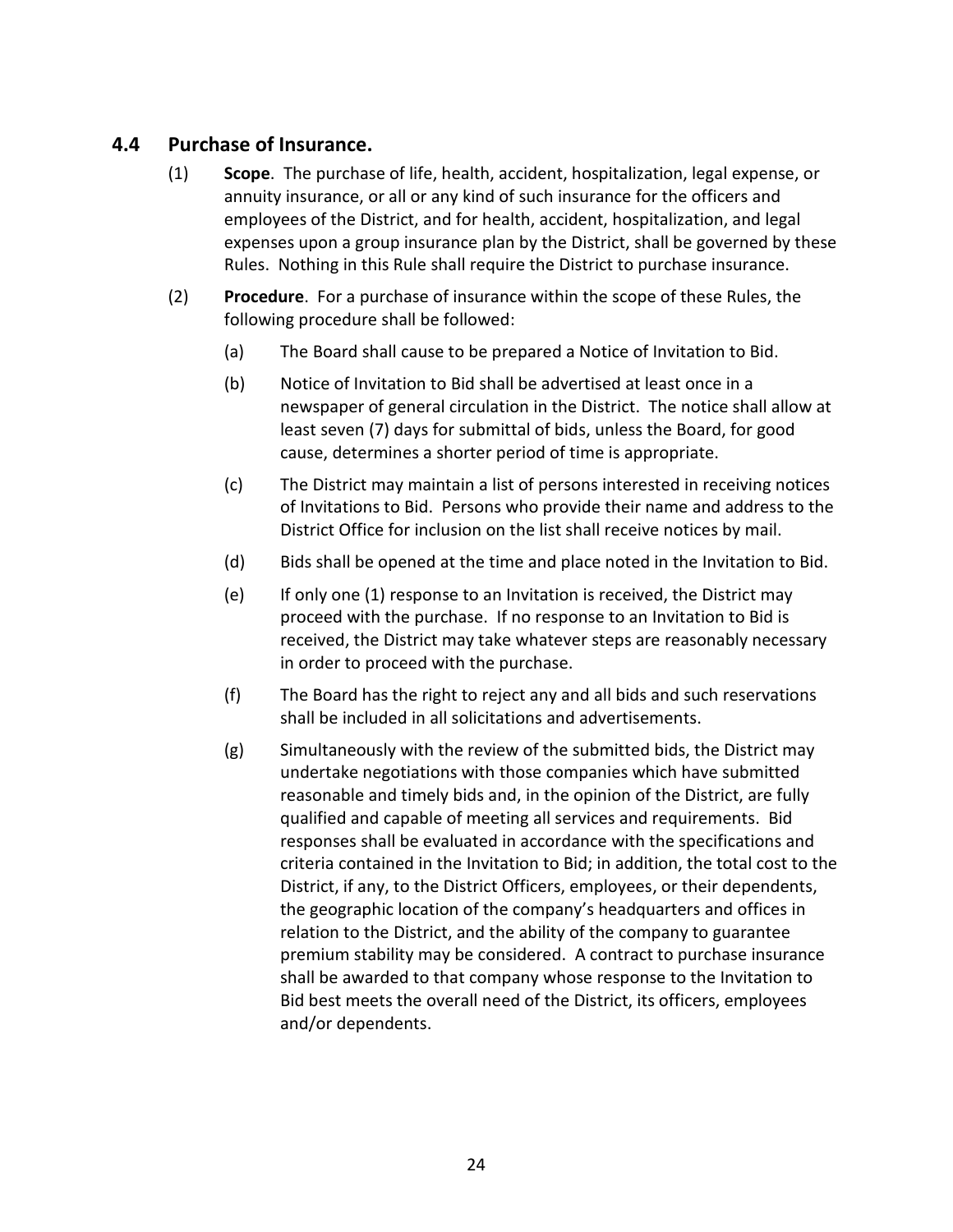## 4.4 Purchase of Insurance.

(1) **Scope**. The purchase of life, health, accident, hospitalization, legal expense, or annuity insurance, or all or any kind of such insurance for the officers and employees of the District, and for health, accident, hospitalization, and legal expenses upon a group insurance plan by the District, shall be governed by these Rules. Nothing in this Rule shall require the District to purchase insurance.

(2) **Procedure**. For a purchase of insurance within the scope of these Rules, the following procedure shall be followed:

(a) The Board shall cause to be prepared a Notice of Invitation to Bid.

(b) Notice of Invitation to Bid shall be advertised at least once in a newspaper of general circulation in the District. The notice shall allow at least seven (7) days for submittal of bids, unless the Board, for good cause, determines a shorter period of time is appropriate.

(c) The District may maintain a list of persons interested in receiving notices of Invitations to Bid. Persons who provide their name and address to the District Office for inclusion on the list shall receive notices by mail.

(d) Bids shall be opened at the time and place noted in the Invitation to Bid.

(e) If only one (1) response to an Invitation is received, the District may proceed with the purchase. If no response to an Invitation to Bid is received, the District may take whatever steps are reasonably necessary in order to proceed with the purchase.

(f) The Board has the right to reject any and all bids and such reservations shall be included in all solicitations and advertisements.

(g) Simultaneously with the review of the submitted bids, the District may undertake negotiations with those companies which have submitted reasonable and timely bids and, in the opinion of the District, are fully qualified and capable of meeting all services and requirements. Bid responses shall be evaluated in accordance with the specifications and criteria contained in the Invitation to Bid; in addition, the total cost to the District, if any, to the District Officers, employees, or their dependents, the geographic location of the company's headquarters and offices in relation to the District, and the ability of the company to guarantee premium stability may be considered. A contract to purchase insurance shall be awarded to that company whose response to the Invitation to Bid best meets the overall need of the District, its officers, employees and/or dependents.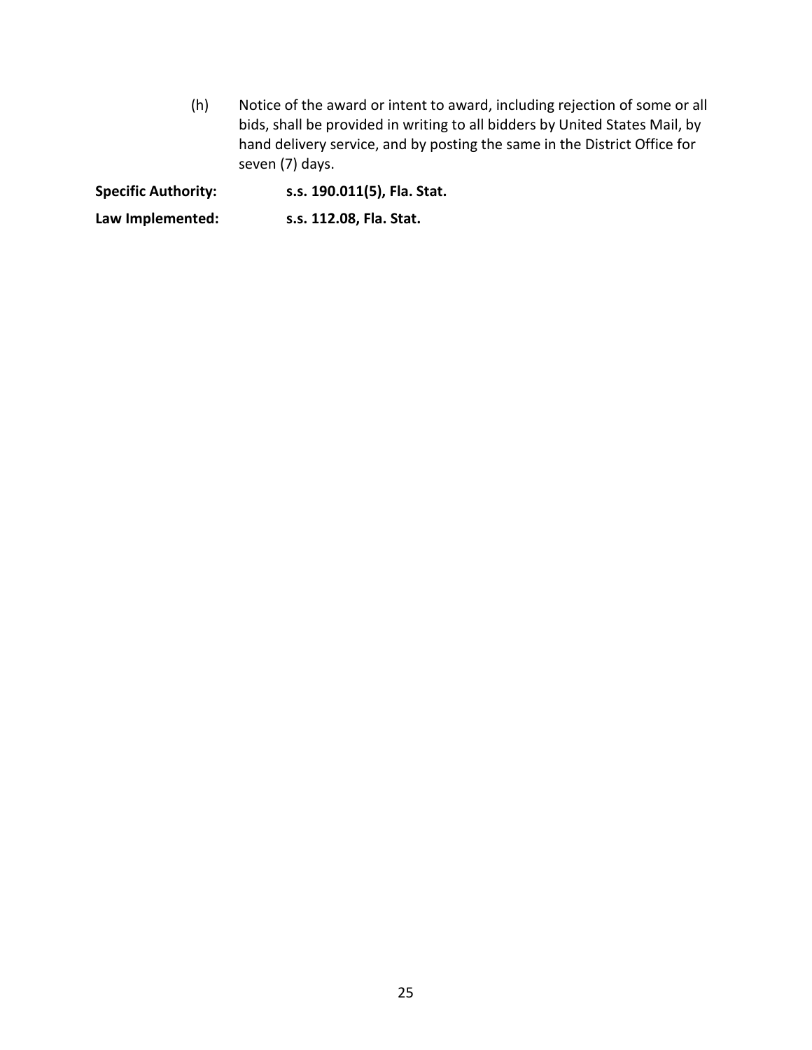(h) Notice of the award or intent to award, including rejection of some or all bids, shall be provided in writing to all bidders by United States Mail, by hand delivery service, and by posting the same in the District Office for seven (7) days.

**Specific Authority:** **s.s. 190.011(5), Fla. Stat.**

**Law Implemented:** **s.s. 112.08, Fla. Stat.**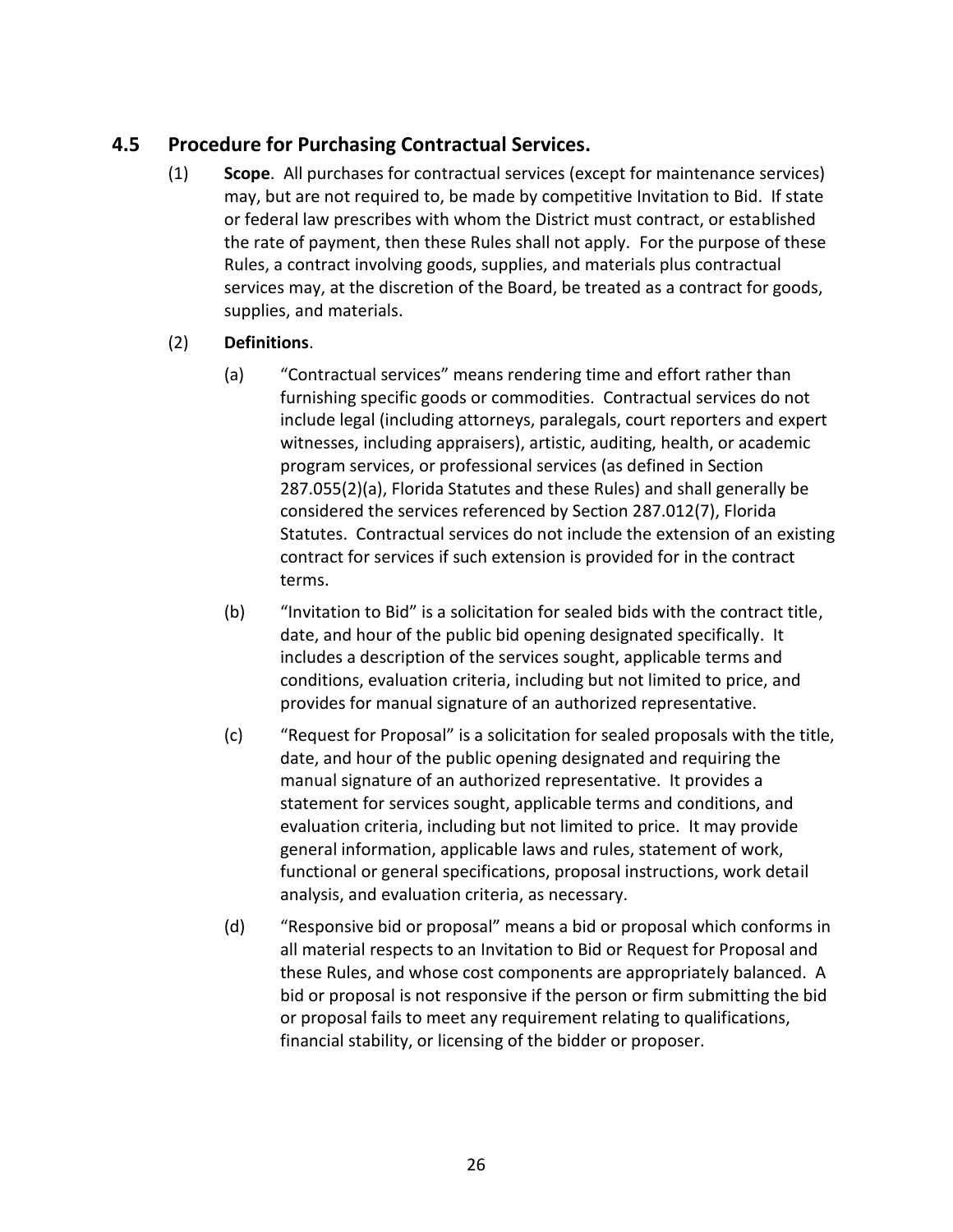## 4.5 Procedure for Purchasing Contractual Services.

(1) **Scope**. All purchases for contractual services (except for maintenance services) may, but are not required to, be made by competitive Invitation to Bid. If state or federal law prescribes with whom the District must contract, or established the rate of payment, then these Rules shall not apply. For the purpose of these Rules, a contract involving goods, supplies, and materials plus contractual services may, at the discretion of the Board, be treated as a contract for goods, supplies, and materials.

(2) **Definitions**.

(a) "Contractual services" means rendering time and effort rather than furnishing specific goods or commodities. Contractual services do not include legal (including attorneys, paralegals, court reporters and expert witnesses, including appraisers), artistic, auditing, health, or academic program services, or professional services (as defined in Section 287.055(2)(a), Florida Statutes and these Rules) and shall generally be considered the services referenced by Section 287.012(7), Florida Statutes. Contractual services do not include the extension of an existing contract for services if such extension is provided for in the contract terms.

(b) "Invitation to Bid" is a solicitation for sealed bids with the contract title, date, and hour of the public bid opening designated specifically. It includes a description of the services sought, applicable terms and conditions, evaluation criteria, including but not limited to price, and provides for manual signature of an authorized representative.

(c) "Request for Proposal" is a solicitation for sealed proposals with the title, date, and hour of the public opening designated and requiring the manual signature of an authorized representative. It provides a statement for services sought, applicable terms and conditions, and evaluation criteria, including but not limited to price. It may provide general information, applicable laws and rules, statement of work, functional or general specifications, proposal instructions, work detail analysis, and evaluation criteria, as necessary.

(d) "Responsive bid or proposal" means a bid or proposal which conforms in all material respects to an Invitation to Bid or Request for Proposal and these Rules, and whose cost components are appropriately balanced. A bid or proposal is not responsive if the person or firm submitting the bid or proposal fails to meet any requirement relating to qualifications, financial stability, or licensing of the bidder or proposer.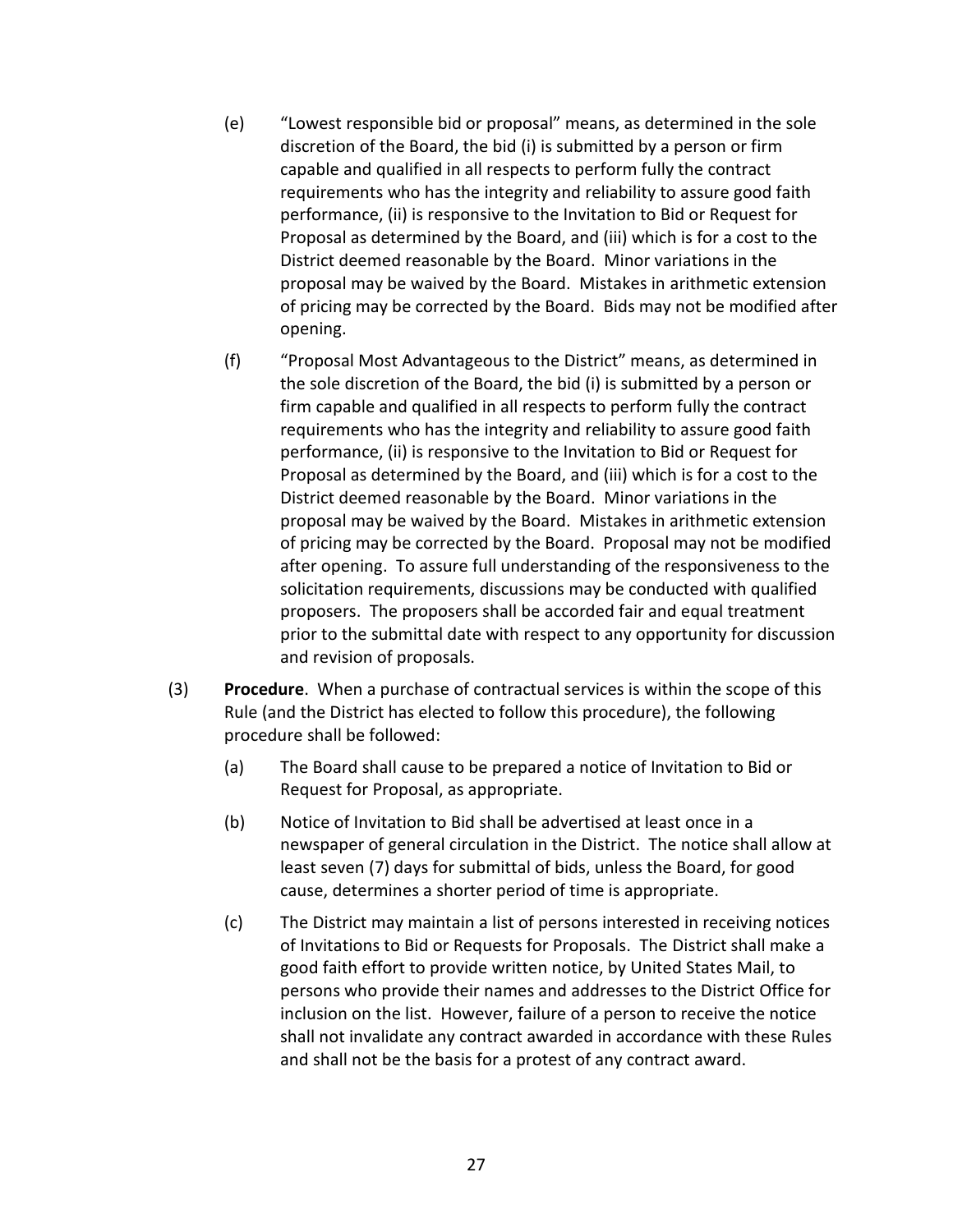(e) "Lowest responsible bid or proposal" means, as determined in the sole discretion of the Board, the bid (i) is submitted by a person or firm capable and qualified in all respects to perform fully the contract requirements who has the integrity and reliability to assure good faith performance, (ii) is responsive to the Invitation to Bid or Request for Proposal as determined by the Board, and (iii) which is for a cost to the District deemed reasonable by the Board. Minor variations in the proposal may be waived by the Board. Mistakes in arithmetic extension of pricing may be corrected by the Board. Bids may not be modified after opening.

(f) "Proposal Most Advantageous to the District" means, as determined in the sole discretion of the Board, the bid (i) is submitted by a person or firm capable and qualified in all respects to perform fully the contract requirements who has the integrity and reliability to assure good faith performance, (ii) is responsive to the Invitation to Bid or Request for Proposal as determined by the Board, and (iii) which is for a cost to the District deemed reasonable by the Board. Minor variations in the proposal may be waived by the Board. Mistakes in arithmetic extension of pricing may be corrected by the Board. Proposal may not be modified after opening. To assure full understanding of the responsiveness to the solicitation requirements, discussions may be conducted with qualified proposers. The proposers shall be accorded fair and equal treatment prior to the submittal date with respect to any opportunity for discussion and revision of proposals.

(3) **Procedure**. When a purchase of contractual services is within the scope of this Rule (and the District has elected to follow this procedure), the following procedure shall be followed:

(a) The Board shall cause to be prepared a notice of Invitation to Bid or Request for Proposal, as appropriate.

(b) Notice of Invitation to Bid shall be advertised at least once in a newspaper of general circulation in the District. The notice shall allow at least seven (7) days for submittal of bids, unless the Board, for good cause, determines a shorter period of time is appropriate.

(c) The District may maintain a list of persons interested in receiving notices of Invitations to Bid or Requests for Proposals. The District shall make a good faith effort to provide written notice, by United States Mail, to persons who provide their names and addresses to the District Office for inclusion on the list. However, failure of a person to receive the notice shall not invalidate any contract awarded in accordance with these Rules and shall not be the basis for a protest of any contract award.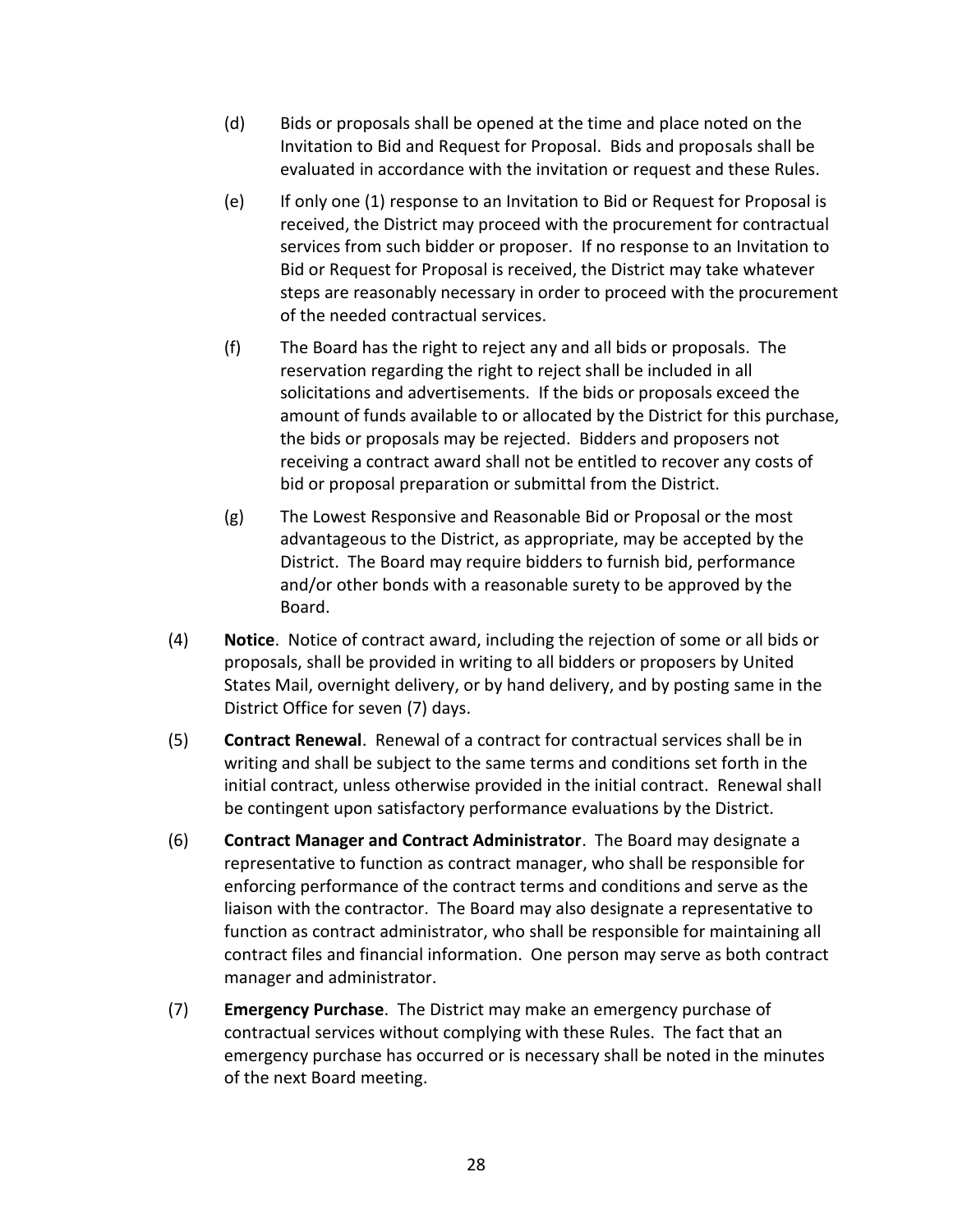(d) Bids or proposals shall be opened at the time and place noted on the Invitation to Bid and Request for Proposal. Bids and proposals shall be evaluated in accordance with the invitation or request and these Rules.

(e) If only one (1) response to an Invitation to Bid or Request for Proposal is received, the District may proceed with the procurement for contractual services from such bidder or proposer. If no response to an Invitation to Bid or Request for Proposal is received, the District may take whatever steps are reasonably necessary in order to proceed with the procurement of the needed contractual services.

(f) The Board has the right to reject any and all bids or proposals. The reservation regarding the right to reject shall be included in all solicitations and advertisements. If the bids or proposals exceed the amount of funds available to or allocated by the District for this purchase, the bids or proposals may be rejected. Bidders and proposers not receiving a contract award shall not be entitled to recover any costs of bid or proposal preparation or submittal from the District.

(g) The Lowest Responsive and Reasonable Bid or Proposal or the most advantageous to the District, as appropriate, may be accepted by the District. The Board may require bidders to furnish bid, performance and/or other bonds with a reasonable surety to be approved by the Board.

(4) **Notice**. Notice of contract award, including the rejection of some or all bids or proposals, shall be provided in writing to all bidders or proposers by United States Mail, overnight delivery, or by hand delivery, and by posting same in the District Office for seven (7) days.

(5) **Contract Renewal**. Renewal of a contract for contractual services shall be in writing and shall be subject to the same terms and conditions set forth in the initial contract, unless otherwise provided in the initial contract. Renewal shall be contingent upon satisfactory performance evaluations by the District.

(6) **Contract Manager and Contract Administrator**. The Board may designate a representative to function as contract manager, who shall be responsible for enforcing performance of the contract terms and conditions and serve as the liaison with the contractor. The Board may also designate a representative to function as contract administrator, who shall be responsible for maintaining all contract files and financial information. One person may serve as both contract manager and administrator.

(7) **Emergency Purchase**. The District may make an emergency purchase of contractual services without complying with these Rules. The fact that an emergency purchase has occurred or is necessary shall be noted in the minutes of the next Board meeting.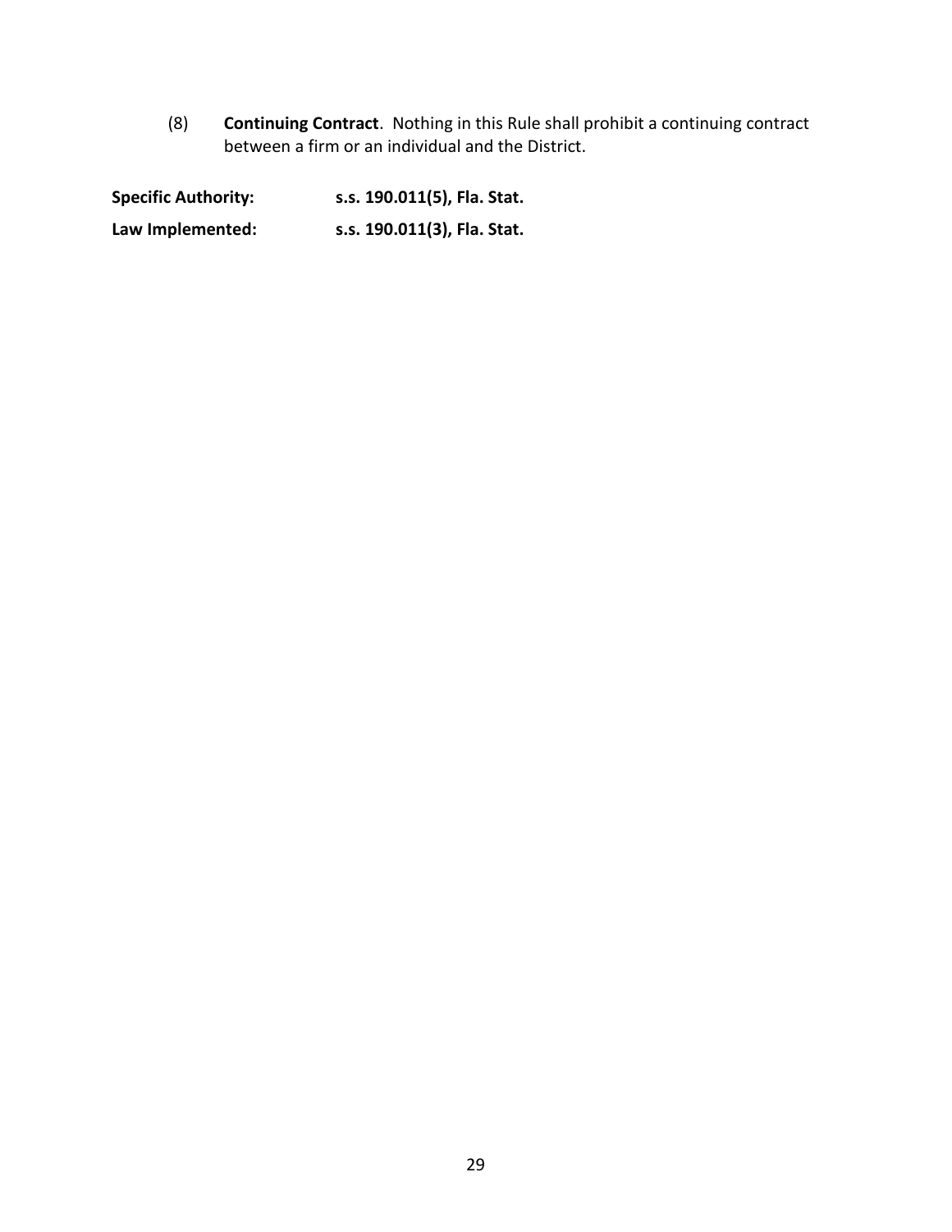(8) **Continuing Contract**. Nothing in this Rule shall prohibit a continuing contract between a firm or an individual and the District.

**Specific Authority:** **s.s. 190.011(5), Fla. Stat.**

**Law Implemented:** **s.s. 190.011(3), Fla. Stat.**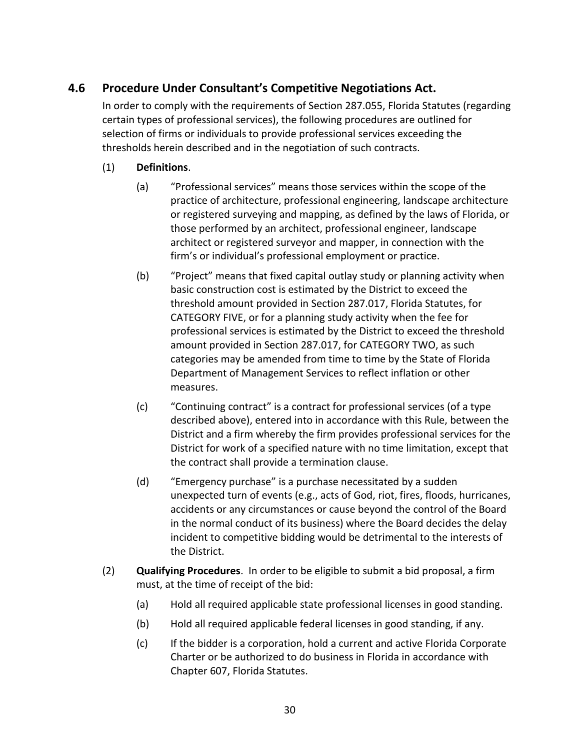## 4.6 Procedure Under Consultant's Competitive Negotiations Act.

In order to comply with the requirements of Section 287.055, Florida Statutes (regarding certain types of professional services), the following procedures are outlined for selection of firms or individuals to provide professional services exceeding the thresholds herein described and in the negotiation of such contracts.

(1) **Definitions**.

(a) "Professional services" means those services within the scope of the practice of architecture, professional engineering, landscape architecture or registered surveying and mapping, as defined by the laws of Florida, or those performed by an architect, professional engineer, landscape architect or registered surveyor and mapper, in connection with the firm's or individual's professional employment or practice.

(b) "Project" means that fixed capital outlay study or planning activity when basic construction cost is estimated by the District to exceed the threshold amount provided in Section 287.017, Florida Statutes, for CATEGORY FIVE, or for a planning study activity when the fee for professional services is estimated by the District to exceed the threshold amount provided in Section 287.017, for CATEGORY TWO, as such categories may be amended from time to time by the State of Florida Department of Management Services to reflect inflation or other measures.

(c) "Continuing contract" is a contract for professional services (of a type described above), entered into in accordance with this Rule, between the District and a firm whereby the firm provides professional services for the District for work of a specified nature with no time limitation, except that the contract shall provide a termination clause.

(d) "Emergency purchase" is a purchase necessitated by a sudden unexpected turn of events (e.g., acts of God, riot, fires, floods, hurricanes, accidents or any circumstances or cause beyond the control of the Board in the normal conduct of its business) where the Board decides the delay incident to competitive bidding would be detrimental to the interests of the District.

(2) **Qualifying Procedures**. In order to be eligible to submit a bid proposal, a firm must, at the time of receipt of the bid:

(a) Hold all required applicable state professional licenses in good standing.

(b) Hold all required applicable federal licenses in good standing, if any.

(c) If the bidder is a corporation, hold a current and active Florida Corporate Charter or be authorized to do business in Florida in accordance with Chapter 607, Florida Statutes.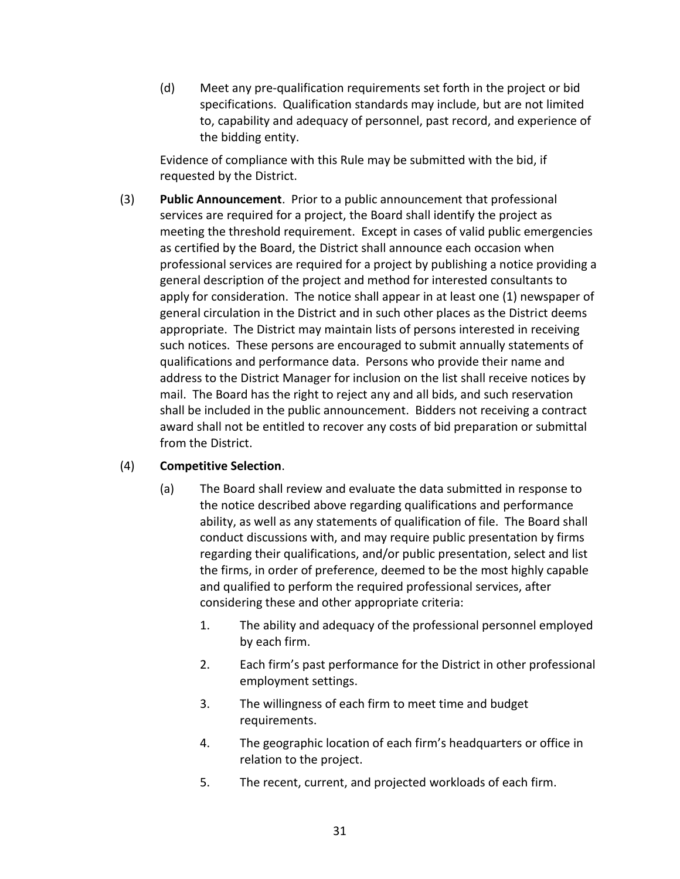(d) Meet any pre-qualification requirements set forth in the project or bid specifications. Qualification standards may include, but are not limited to, capability and adequacy of personnel, past record, and experience of the bidding entity.

Evidence of compliance with this Rule may be submitted with the bid, if requested by the District.

(3) **Public Announcement**. Prior to a public announcement that professional services are required for a project, the Board shall identify the project as meeting the threshold requirement. Except in cases of valid public emergencies as certified by the Board, the District shall announce each occasion when professional services are required for a project by publishing a notice providing a general description of the project and method for interested consultants to apply for consideration. The notice shall appear in at least one (1) newspaper of general circulation in the District and in such other places as the District deems appropriate. The District may maintain lists of persons interested in receiving such notices. These persons are encouraged to submit annually statements of qualifications and performance data. Persons who provide their name and address to the District Manager for inclusion on the list shall receive notices by mail. The Board has the right to reject any and all bids, and such reservation shall be included in the public announcement. Bidders not receiving a contract award shall not be entitled to recover any costs of bid preparation or submittal from the District.

(4) **Competitive Selection**.

(a) The Board shall review and evaluate the data submitted in response to the notice described above regarding qualifications and performance ability, as well as any statements of qualification of file. The Board shall conduct discussions with, and may require public presentation by firms regarding their qualifications, and/or public presentation, select and list the firms, in order of preference, deemed to be the most highly capable and qualified to perform the required professional services, after considering these and other appropriate criteria:

1. The ability and adequacy of the professional personnel employed by each firm.
2. Each firm's past performance for the District in other professional employment settings.
3. The willingness of each firm to meet time and budget requirements.
4. The geographic location of each firm's headquarters or office in relation to the project.
5. The recent, current, and projected workloads of each firm.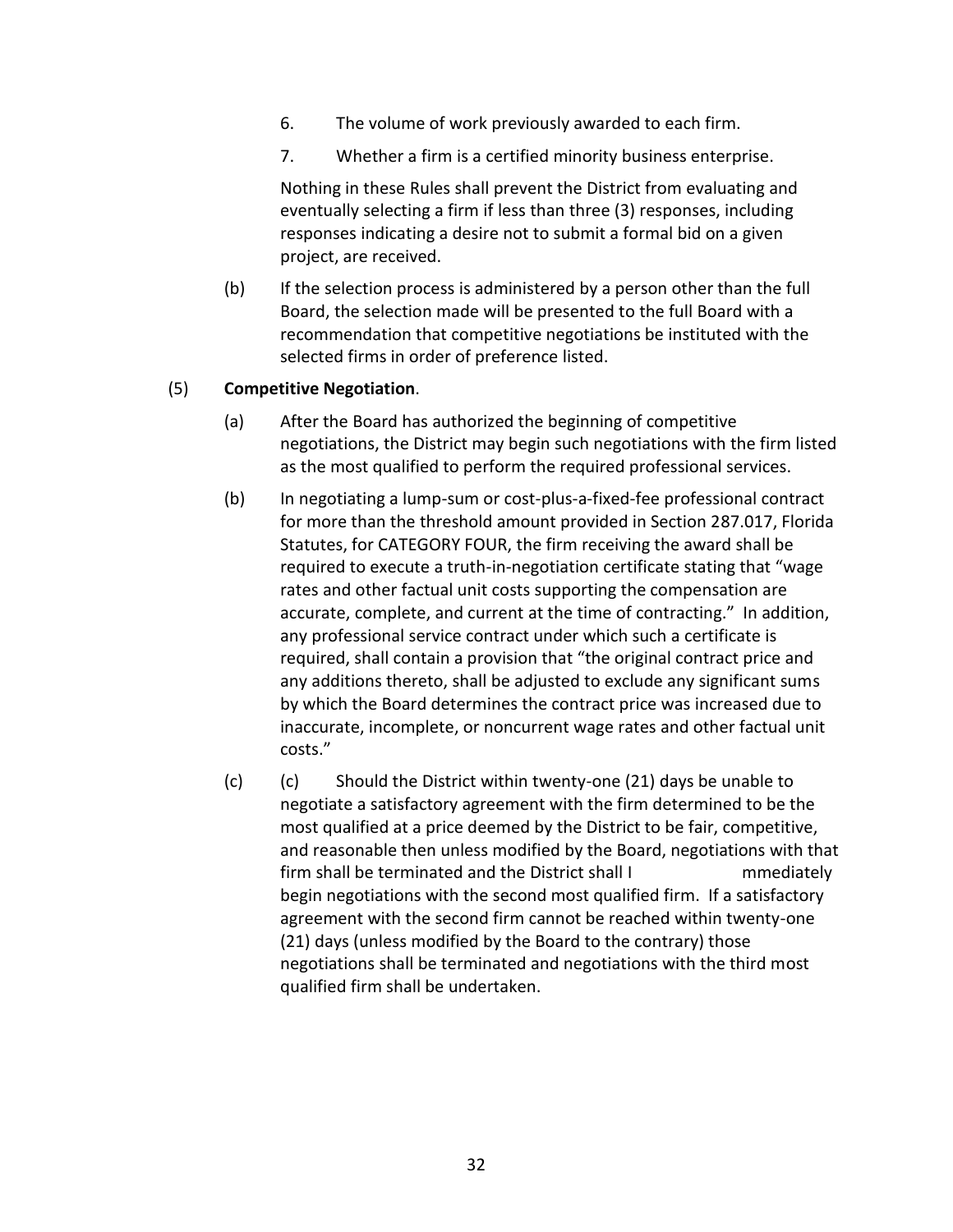6. The volume of work previously awarded to each firm.

7. Whether a firm is a certified minority business enterprise.

Nothing in these Rules shall prevent the District from evaluating and eventually selecting a firm if less than three (3) responses, including responses indicating a desire not to submit a formal bid on a given project, are received.

(b) If the selection process is administered by a person other than the full Board, the selection made will be presented to the full Board with a recommendation that competitive negotiations be instituted with the selected firms in order of preference listed.

(5) **Competitive Negotiation**.

(a) After the Board has authorized the beginning of competitive negotiations, the District may begin such negotiations with the firm listed as the most qualified to perform the required professional services.

(b) In negotiating a lump-sum or cost-plus-a-fixed-fee professional contract for more than the threshold amount provided in Section 287.017, Florida Statutes, for CATEGORY FOUR, the firm receiving the award shall be required to execute a truth-in-negotiation certificate stating that "wage rates and other factual unit costs supporting the compensation are accurate, complete, and current at the time of contracting." In addition, any professional service contract under which such a certificate is required, shall contain a provision that "the original contract price and any additions thereto, shall be adjusted to exclude any significant sums by which the Board determines the contract price was increased due to inaccurate, incomplete, or noncurrent wage rates and other factual unit costs."

(c) (c) Should the District within twenty-one (21) days be unable to negotiate a satisfactory agreement with the firm determined to be the most qualified at a price deemed by the District to be fair, competitive, and reasonable then unless modified by the Board, negotiations with that firm shall be terminated and the District shall I mmediately begin negotiations with the second most qualified firm. If a satisfactory agreement with the second firm cannot be reached within twenty-one (21) days (unless modified by the Board to the contrary) those negotiations shall be terminated and negotiations with the third most qualified firm shall be undertaken.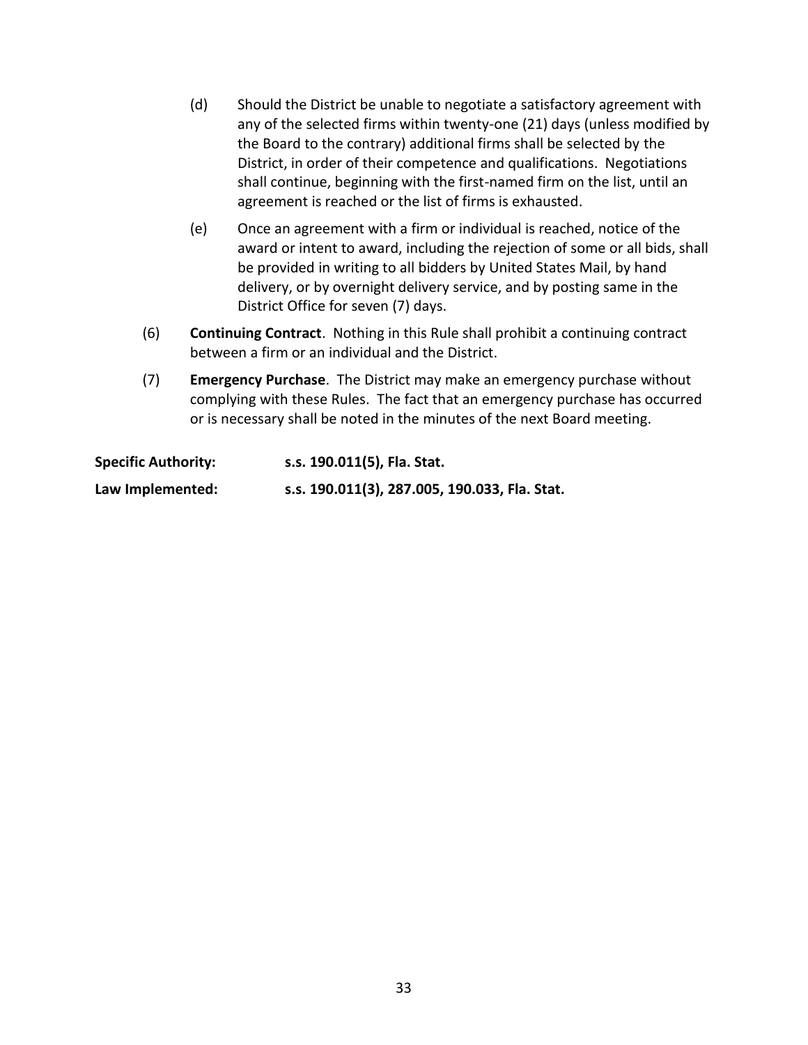(d) Should the District be unable to negotiate a satisfactory agreement with any of the selected firms within twenty-one (21) days (unless modified by the Board to the contrary) additional firms shall be selected by the District, in order of their competence and qualifications. Negotiations shall continue, beginning with the first-named firm on the list, until an agreement is reached or the list of firms is exhausted.

(e) Once an agreement with a firm or individual is reached, notice of the award or intent to award, including the rejection of some or all bids, shall be provided in writing to all bidders by United States Mail, by hand delivery, or by overnight delivery service, and by posting same in the District Office for seven (7) days.

(6) **Continuing Contract**. Nothing in this Rule shall prohibit a continuing contract between a firm or an individual and the District.

(7) **Emergency Purchase**. The District may make an emergency purchase without complying with these Rules. The fact that an emergency purchase has occurred or is necessary shall be noted in the minutes of the next Board meeting.

**Specific Authority:** **s.s. 190.011(5), Fla. Stat.**

**Law Implemented:** **s.s. 190.011(3), 287.005, 190.033, Fla. Stat.**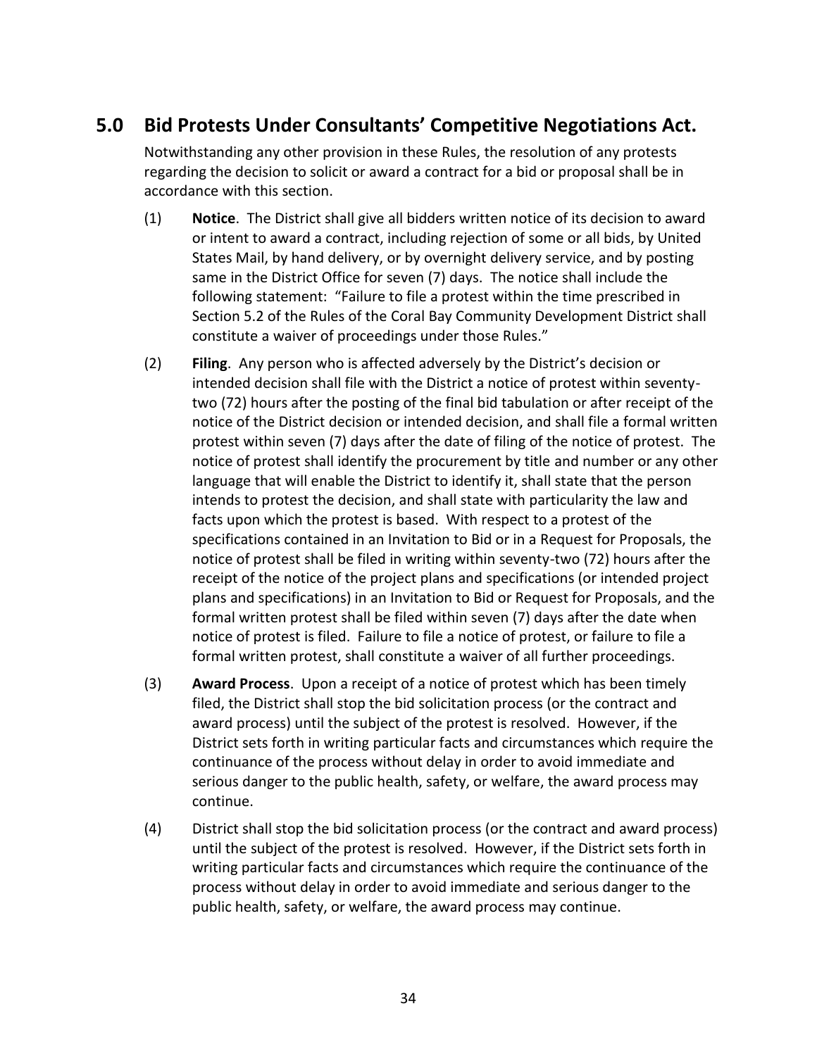## 5.0 Bid Protests Under Consultants' Competitive Negotiations Act.

Notwithstanding any other provision in these Rules, the resolution of any protests regarding the decision to solicit or award a contract for a bid or proposal shall be in accordance with this section.

(1) **Notice**. The District shall give all bidders written notice of its decision to award or intent to award a contract, including rejection of some or all bids, by United States Mail, by hand delivery, or by overnight delivery service, and by posting same in the District Office for seven (7) days. The notice shall include the following statement: "Failure to file a protest within the time prescribed in Section 5.2 of the Rules of the Coral Bay Community Development District shall constitute a waiver of proceedings under those Rules."

(2) **Filing**. Any person who is affected adversely by the District's decision or intended decision shall file with the District a notice of protest within seventy-two (72) hours after the posting of the final bid tabulation or after receipt of the notice of the District decision or intended decision, and shall file a formal written protest within seven (7) days after the date of filing of the notice of protest. The notice of protest shall identify the procurement by title and number or any other language that will enable the District to identify it, shall state that the person intends to protest the decision, and shall state with particularity the law and facts upon which the protest is based. With respect to a protest of the specifications contained in an Invitation to Bid or in a Request for Proposals, the notice of protest shall be filed in writing within seventy-two (72) hours after the receipt of the notice of the project plans and specifications (or intended project plans and specifications) in an Invitation to Bid or Request for Proposals, and the formal written protest shall be filed within seven (7) days after the date when notice of protest is filed. Failure to file a notice of protest, or failure to file a formal written protest, shall constitute a waiver of all further proceedings.

(3) **Award Process**. Upon a receipt of a notice of protest which has been timely filed, the District shall stop the bid solicitation process (or the contract and award process) until the subject of the protest is resolved. However, if the District sets forth in writing particular facts and circumstances which require the continuance of the process without delay in order to avoid immediate and serious danger to the public health, safety, or welfare, the award process may continue.

(4) District shall stop the bid solicitation process (or the contract and award process) until the subject of the protest is resolved. However, if the District sets forth in writing particular facts and circumstances which require the continuance of the process without delay in order to avoid immediate and serious danger to the public health, safety, or welfare, the award process may continue.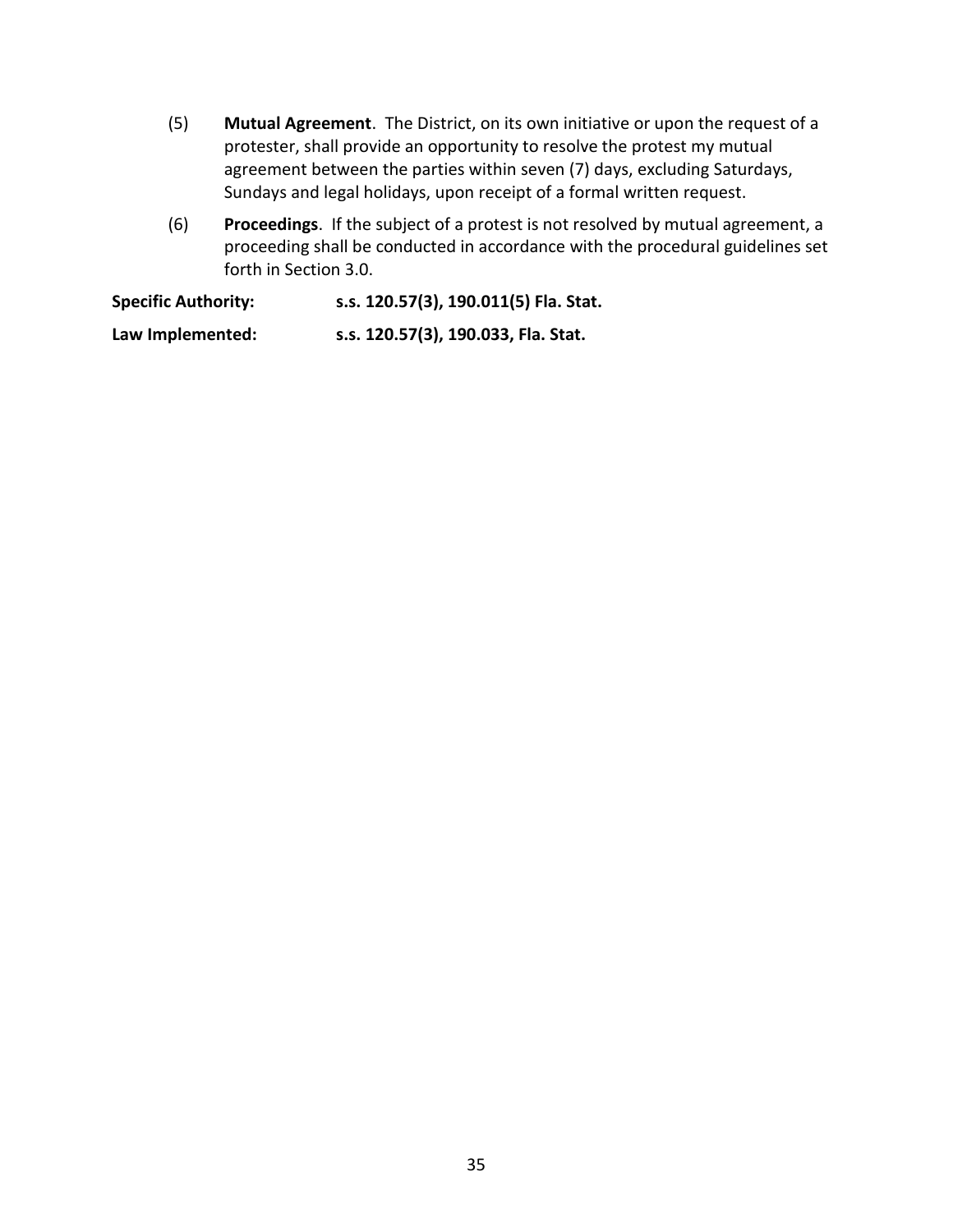(5) **Mutual Agreement**. The District, on its own initiative or upon the request of a protester, shall provide an opportunity to resolve the protest my mutual agreement between the parties within seven (7) days, excluding Saturdays, Sundays and legal holidays, upon receipt of a formal written request.

(6) **Proceedings**. If the subject of a protest is not resolved by mutual agreement, a proceeding shall be conducted in accordance with the procedural guidelines set forth in Section 3.0.

**Specific Authority:** **s.s. 120.57(3), 190.011(5) Fla. Stat.**

**Law Implemented:** **s.s. 120.57(3), 190.033, Fla. Stat.**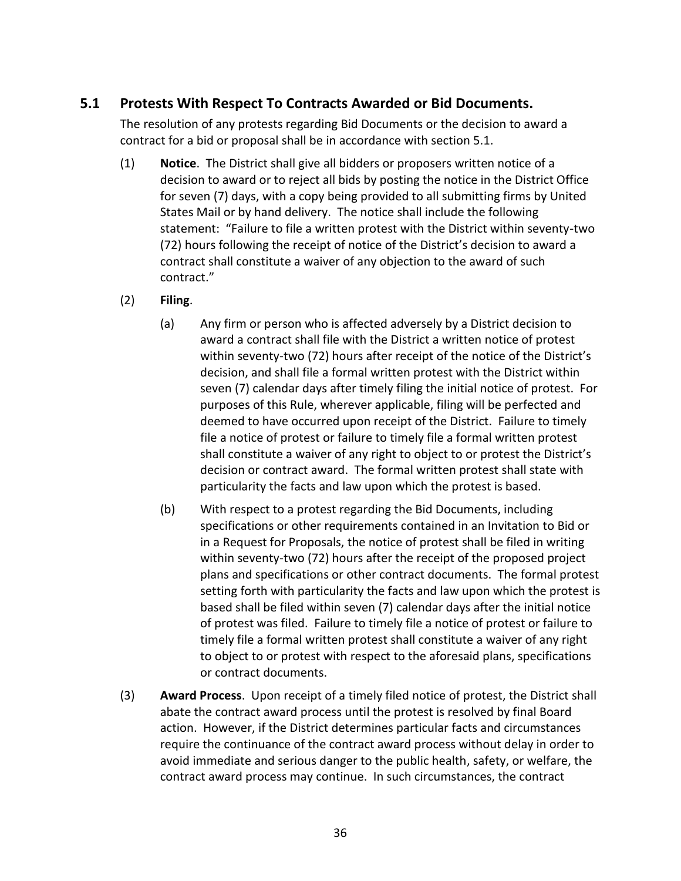## 5.1 Protests With Respect To Contracts Awarded or Bid Documents.

The resolution of any protests regarding Bid Documents or the decision to award a contract for a bid or proposal shall be in accordance with section 5.1.

(1) **Notice**. The District shall give all bidders or proposers written notice of a decision to award or to reject all bids by posting the notice in the District Office for seven (7) days, with a copy being provided to all submitting firms by United States Mail or by hand delivery. The notice shall include the following statement: "Failure to file a written protest with the District within seventy-two (72) hours following the receipt of notice of the District's decision to award a contract shall constitute a waiver of any objection to the award of such contract."

(2) **Filing**.

(a) Any firm or person who is affected adversely by a District decision to award a contract shall file with the District a written notice of protest within seventy-two (72) hours after receipt of the notice of the District's decision, and shall file a formal written protest with the District within seven (7) calendar days after timely filing the initial notice of protest. For purposes of this Rule, wherever applicable, filing will be perfected and deemed to have occurred upon receipt of the District. Failure to timely file a notice of protest or failure to timely file a formal written protest shall constitute a waiver of any right to object to or protest the District's decision or contract award. The formal written protest shall state with particularity the facts and law upon which the protest is based.

(b) With respect to a protest regarding the Bid Documents, including specifications or other requirements contained in an Invitation to Bid or in a Request for Proposals, the notice of protest shall be filed in writing within seventy-two (72) hours after the receipt of the proposed project plans and specifications or other contract documents. The formal protest setting forth with particularity the facts and law upon which the protest is based shall be filed within seven (7) calendar days after the initial notice of protest was filed. Failure to timely file a notice of protest or failure to timely file a formal written protest shall constitute a waiver of any right to object to or protest with respect to the aforesaid plans, specifications or contract documents.

(3) **Award Process**. Upon receipt of a timely filed notice of protest, the District shall abate the contract award process until the protest is resolved by final Board action. However, if the District determines particular facts and circumstances require the continuance of the contract award process without delay in order to avoid immediate and serious danger to the public health, safety, or welfare, the contract award process may continue. In such circumstances, the contract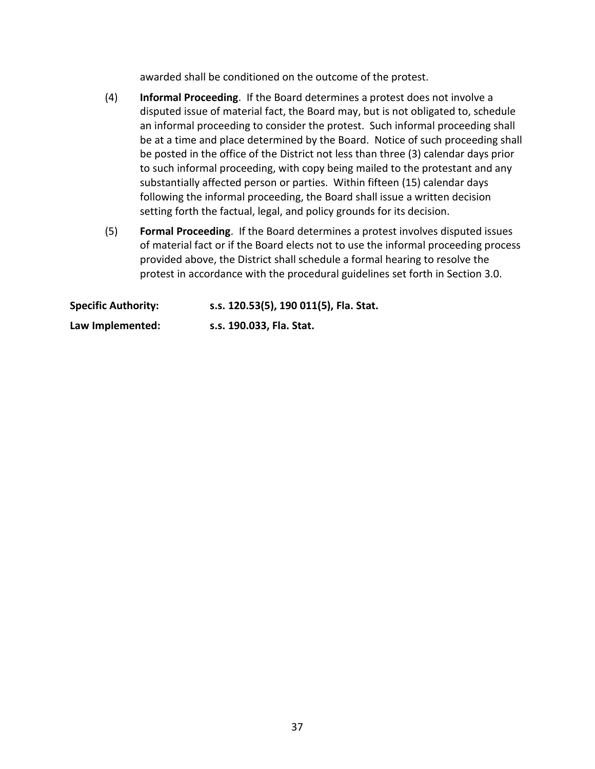awarded shall be conditioned on the outcome of the protest.

(4) **Informal Proceeding**. If the Board determines a protest does not involve a disputed issue of material fact, the Board may, but is not obligated to, schedule an informal proceeding to consider the protest. Such informal proceeding shall be at a time and place determined by the Board. Notice of such proceeding shall be posted in the office of the District not less than three (3) calendar days prior to such informal proceeding, with copy being mailed to the protestant and any substantially affected person or parties. Within fifteen (15) calendar days following the informal proceeding, the Board shall issue a written decision setting forth the factual, legal, and policy grounds for its decision.

(5) **Formal Proceeding**. If the Board determines a protest involves disputed issues of material fact or if the Board elects not to use the informal proceeding process provided above, the District shall schedule a formal hearing to resolve the protest in accordance with the procedural guidelines set forth in Section 3.0.

**Specific Authority:** **s.s. 120.53(5), 190 011(5), Fla. Stat.**

**Law Implemented:** **s.s. 190.033, Fla. Stat.**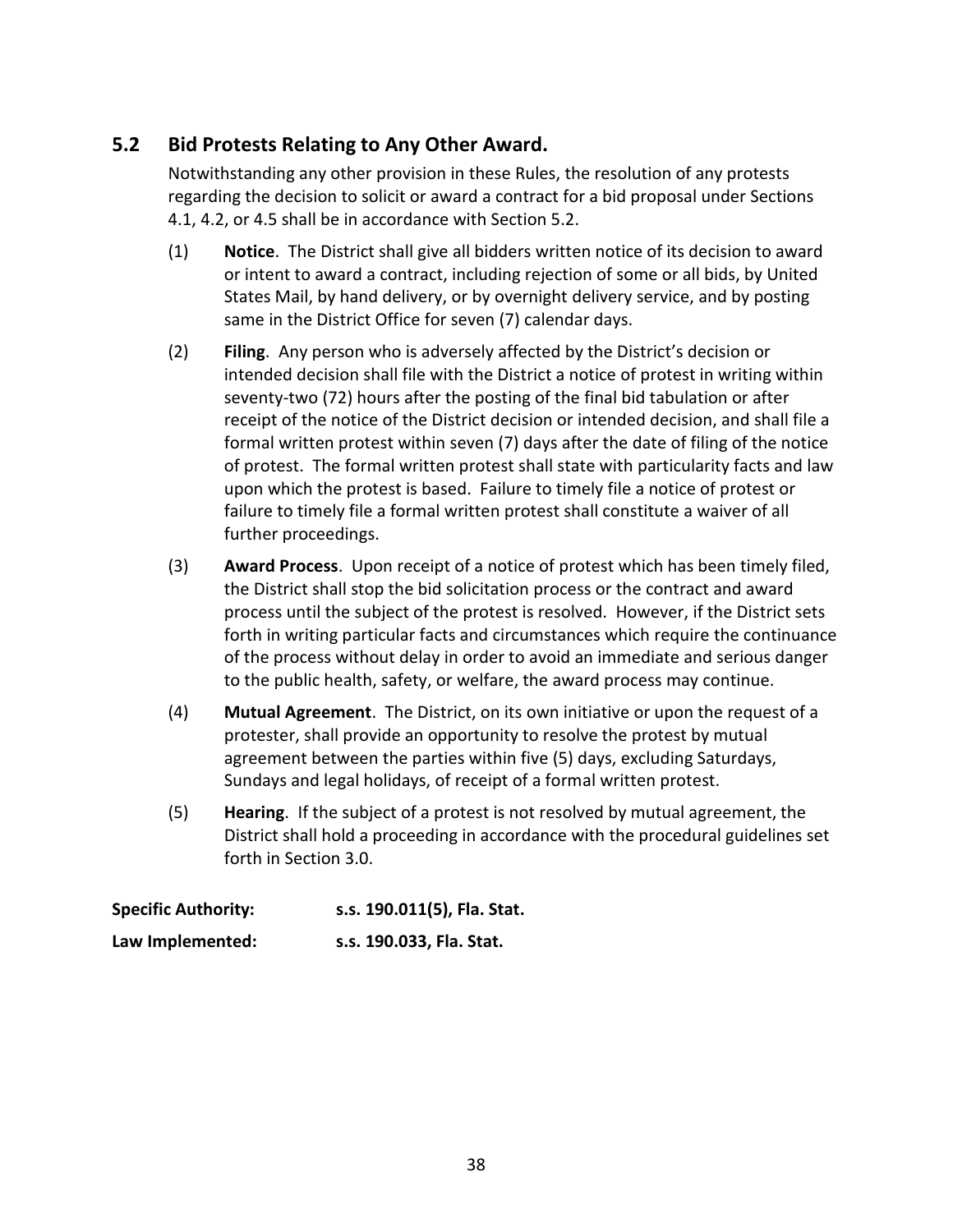## 5.2 Bid Protests Relating to Any Other Award.

Notwithstanding any other provision in these Rules, the resolution of any protests regarding the decision to solicit or award a contract for a bid proposal under Sections 4.1, 4.2, or 4.5 shall be in accordance with Section 5.2.

(1) **Notice**. The District shall give all bidders written notice of its decision to award or intent to award a contract, including rejection of some or all bids, by United States Mail, by hand delivery, or by overnight delivery service, and by posting same in the District Office for seven (7) calendar days.

(2) **Filing**. Any person who is adversely affected by the District's decision or intended decision shall file with the District a notice of protest in writing within seventy-two (72) hours after the posting of the final bid tabulation or after receipt of the notice of the District decision or intended decision, and shall file a formal written protest within seven (7) days after the date of filing of the notice of protest. The formal written protest shall state with particularity facts and law upon which the protest is based. Failure to timely file a notice of protest or failure to timely file a formal written protest shall constitute a waiver of all further proceedings.

(3) **Award Process**. Upon receipt of a notice of protest which has been timely filed, the District shall stop the bid solicitation process or the contract and award process until the subject of the protest is resolved. However, if the District sets forth in writing particular facts and circumstances which require the continuance of the process without delay in order to avoid an immediate and serious danger to the public health, safety, or welfare, the award process may continue.

(4) **Mutual Agreement**. The District, on its own initiative or upon the request of a protester, shall provide an opportunity to resolve the protest by mutual agreement between the parties within five (5) days, excluding Saturdays, Sundays and legal holidays, of receipt of a formal written protest.

(5) **Hearing**. If the subject of a protest is not resolved by mutual agreement, the District shall hold a proceeding in accordance with the procedural guidelines set forth in Section 3.0.

**Specific Authority:** **s.s. 190.011(5), Fla. Stat.**

**Law Implemented:** **s.s. 190.033, Fla. Stat.**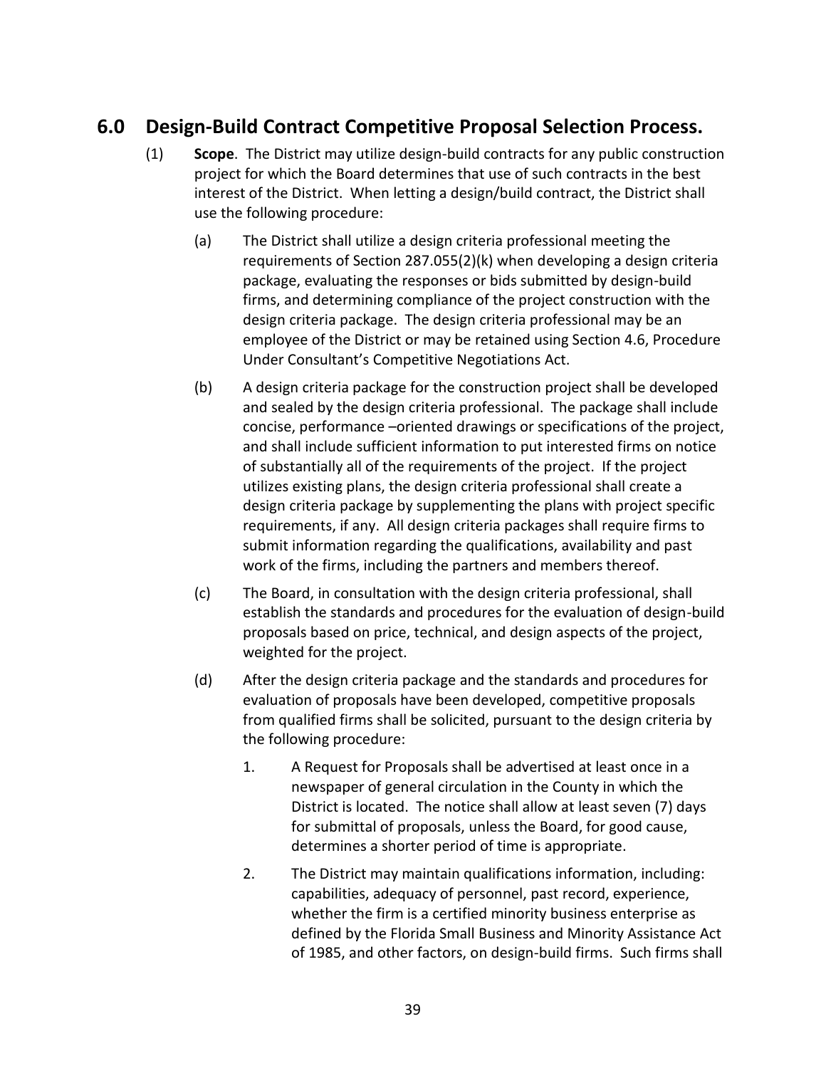## 6.0 Design-Build Contract Competitive Proposal Selection Process.

(1) **Scope**. The District may utilize design-build contracts for any public construction project for which the Board determines that use of such contracts in the best interest of the District. When letting a design/build contract, the District shall use the following procedure:

(a) The District shall utilize a design criteria professional meeting the requirements of Section 287.055(2)(k) when developing a design criteria package, evaluating the responses or bids submitted by design-build firms, and determining compliance of the project construction with the design criteria package. The design criteria professional may be an employee of the District or may be retained using Section 4.6, Procedure Under Consultant's Competitive Negotiations Act.

(b) A design criteria package for the construction project shall be developed and sealed by the design criteria professional. The package shall include concise, performance –oriented drawings or specifications of the project, and shall include sufficient information to put interested firms on notice of substantially all of the requirements of the project. If the project utilizes existing plans, the design criteria professional shall create a design criteria package by supplementing the plans with project specific requirements, if any. All design criteria packages shall require firms to submit information regarding the qualifications, availability and past work of the firms, including the partners and members thereof.

(c) The Board, in consultation with the design criteria professional, shall establish the standards and procedures for the evaluation of design-build proposals based on price, technical, and design aspects of the project, weighted for the project.

(d) After the design criteria package and the standards and procedures for evaluation of proposals have been developed, competitive proposals from qualified firms shall be solicited, pursuant to the design criteria by the following procedure:

1. A Request for Proposals shall be advertised at least once in a newspaper of general circulation in the County in which the District is located. The notice shall allow at least seven (7) days for submittal of proposals, unless the Board, for good cause, determines a shorter period of time is appropriate.

2. The District may maintain qualifications information, including: capabilities, adequacy of personnel, past record, experience, whether the firm is a certified minority business enterprise as defined by the Florida Small Business and Minority Assistance Act of 1985, and other factors, on design-build firms. Such firms shall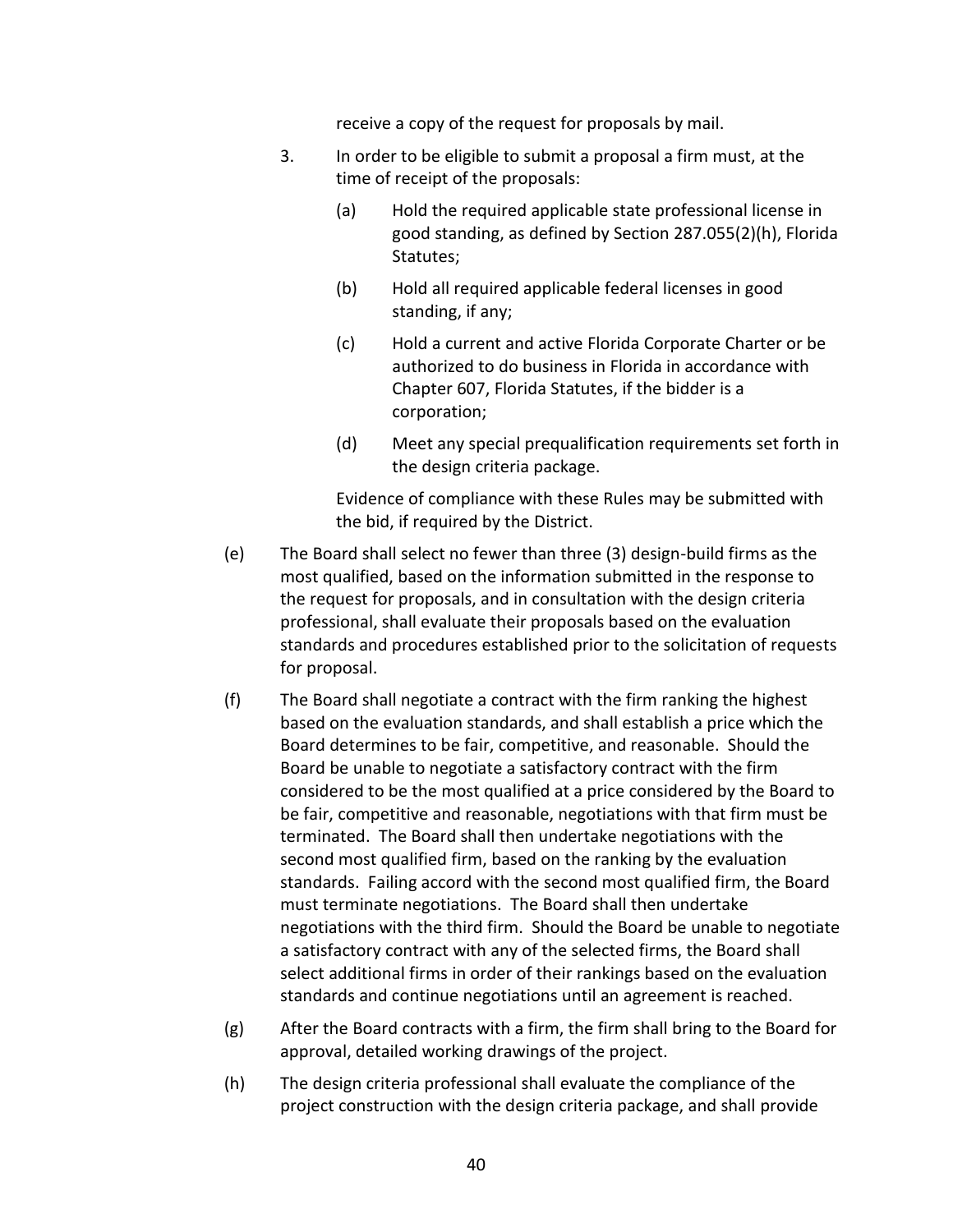receive a copy of the request for proposals by mail.

3. In order to be eligible to submit a proposal a firm must, at the time of receipt of the proposals:

   (a) Hold the required applicable state professional license in good standing, as defined by Section 287.055(2)(h), Florida Statutes;

   (b) Hold all required applicable federal licenses in good standing, if any;

   (c) Hold a current and active Florida Corporate Charter or be authorized to do business in Florida in accordance with Chapter 607, Florida Statutes, if the bidder is a corporation;

   (d) Meet any special prequalification requirements set forth in the design criteria package.

   Evidence of compliance with these Rules may be submitted with the bid, if required by the District.

(e) The Board shall select no fewer than three (3) design-build firms as the most qualified, based on the information submitted in the response to the request for proposals, and in consultation with the design criteria professional, shall evaluate their proposals based on the evaluation standards and procedures established prior to the solicitation of requests for proposal.

(f) The Board shall negotiate a contract with the firm ranking the highest based on the evaluation standards, and shall establish a price which the Board determines to be fair, competitive, and reasonable. Should the Board be unable to negotiate a satisfactory contract with the firm considered to be the most qualified at a price considered by the Board to be fair, competitive and reasonable, negotiations with that firm must be terminated. The Board shall then undertake negotiations with the second most qualified firm, based on the ranking by the evaluation standards. Failing accord with the second most qualified firm, the Board must terminate negotiations. The Board shall then undertake negotiations with the third firm. Should the Board be unable to negotiate a satisfactory contract with any of the selected firms, the Board shall select additional firms in order of their rankings based on the evaluation standards and continue negotiations until an agreement is reached.

(g) After the Board contracts with a firm, the firm shall bring to the Board for approval, detailed working drawings of the project.

(h) The design criteria professional shall evaluate the compliance of the project construction with the design criteria package, and shall provide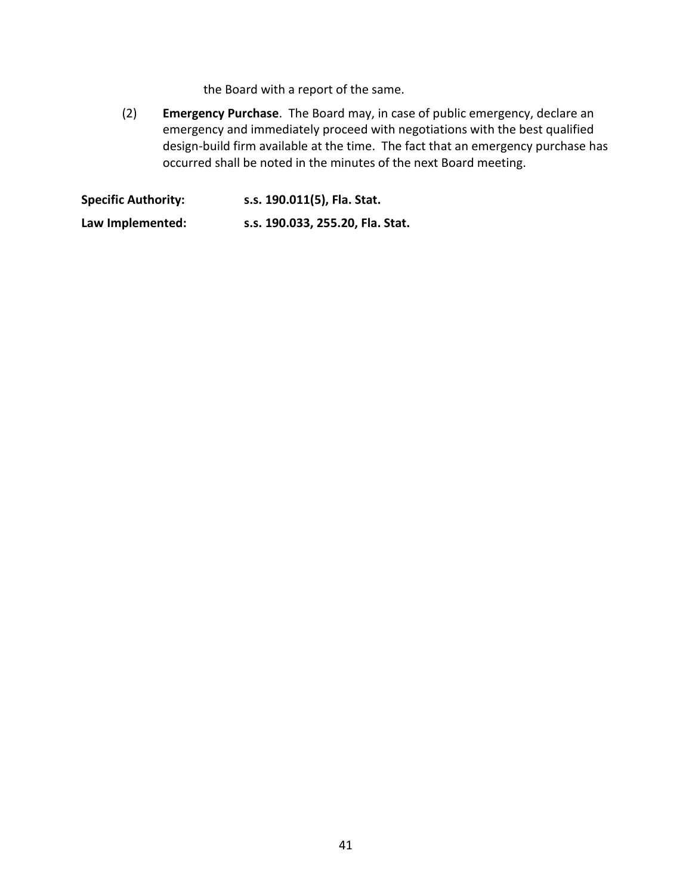the Board with a report of the same.

(2) **Emergency Purchase**. The Board may, in case of public emergency, declare an emergency and immediately proceed with negotiations with the best qualified design-build firm available at the time. The fact that an emergency purchase has occurred shall be noted in the minutes of the next Board meeting.

**Specific Authority:** **s.s. 190.011(5), Fla. Stat.**

**Law Implemented:** **s.s. 190.033, 255.20, Fla. Stat.**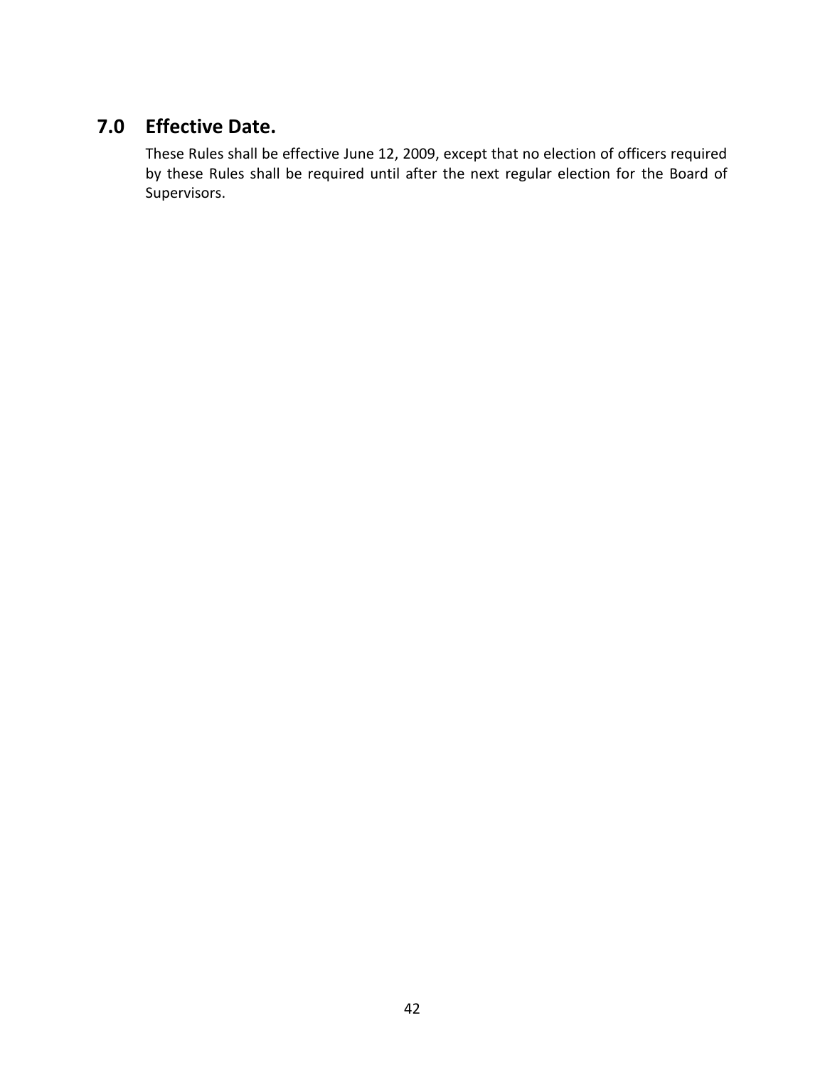## 7.0 Effective Date.

These Rules shall be effective June 12, 2009, except that no election of officers required by these Rules shall be required until after the next regular election for the Board of Supervisors.